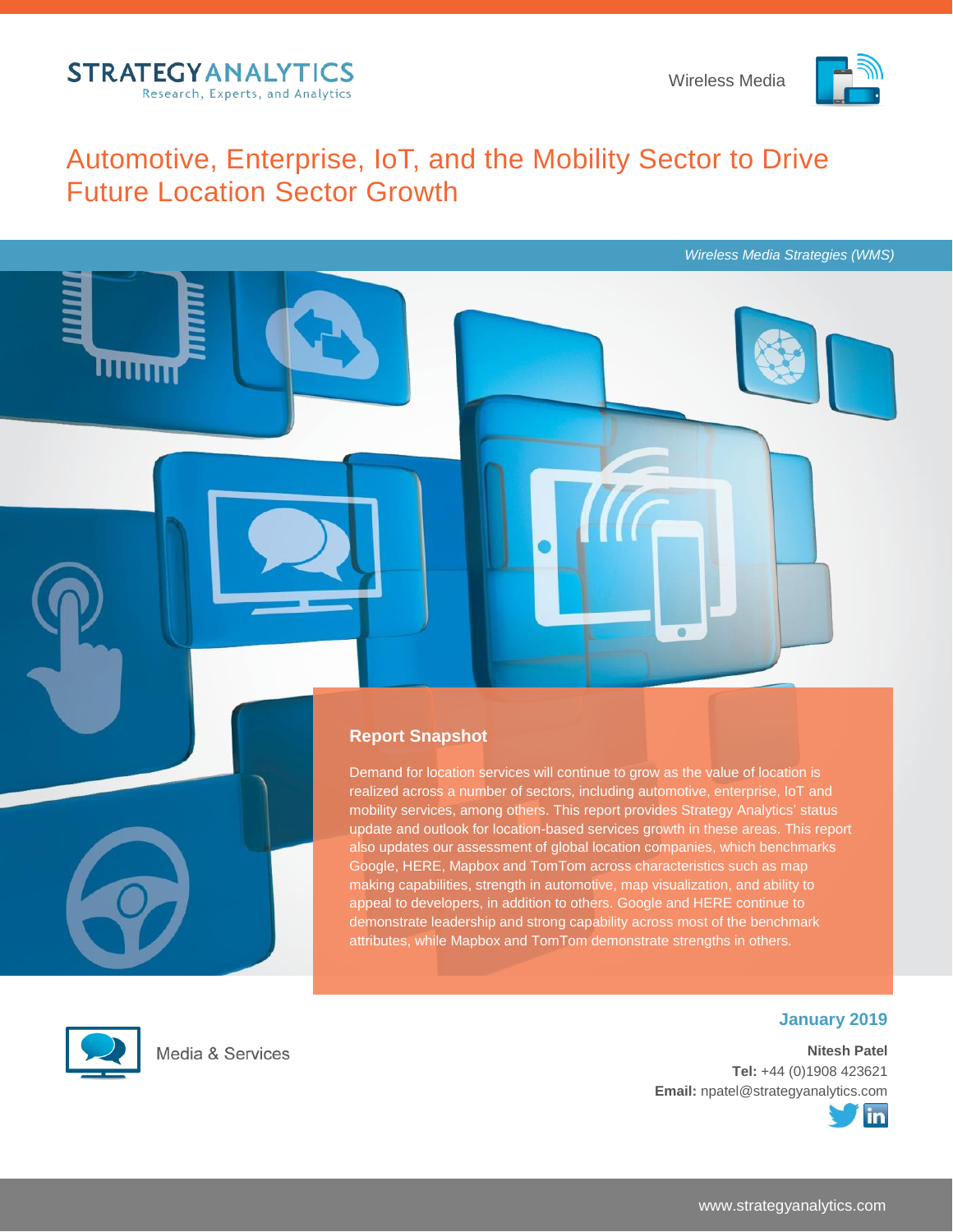STRATEGY ANALYTICS
Research, Experts, and Analytics

Wireless Media

# Automotive, Enterprise, IoT, and the Mobility Sector to Drive Future Location Sector Growth

*Wireless Media Strategies (WMS)*

## Report Snapshot

Demand for location services will continue to grow as the value of location is realized across a number of sectors, including automotive, enterprise, IoT and mobility services, among others. This report provides Strategy Analytics' status update and outlook for location-based services growth in these areas. This report also updates our assessment of global location companies, which benchmarks Google, HERE, Mapbox and TomTom across characteristics such as map making capabilities, strength in automotive, map visualization, and ability to appeal to developers, in addition to others. Google and HERE continue to demonstrate leadership and strong capability across most of the benchmark attributes, while Mapbox and TomTom demonstrate strengths in others.

Media & Services

**January 2019**

**Nitesh Patel**
**Tel:** +44 (0)1908 423621
**Email:** npatel@strategyanalytics.com

www.strategyanalytics.com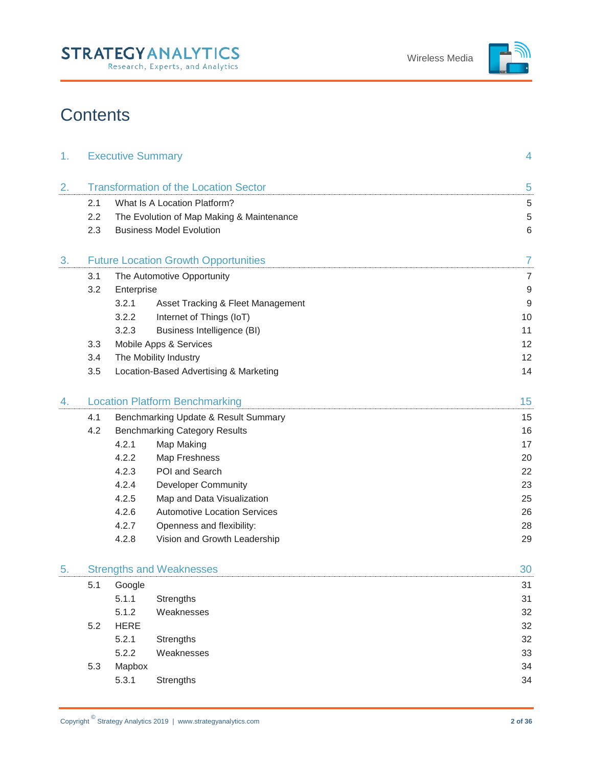# Contents

1. Executive Summary 4

2. Transformation of the Location Sector 5
   - 2.1 What Is A Location Platform? 5
   - 2.2 The Evolution of Map Making & Maintenance 5
   - 2.3 Business Model Evolution 6

3. Future Location Growth Opportunities 7
   - 3.1 The Automotive Opportunity 7
   - 3.2 Enterprise 9
     - 3.2.1 Asset Tracking & Fleet Management 9
     - 3.2.2 Internet of Things (IoT) 10
     - 3.2.3 Business Intelligence (BI) 11
   - 3.3 Mobile Apps & Services 12
   - 3.4 The Mobility Industry 12
   - 3.5 Location-Based Advertising & Marketing 14

4. Location Platform Benchmarking 15
   - 4.1 Benchmarking Update & Result Summary 15
   - 4.2 Benchmarking Category Results 16
     - 4.2.1 Map Making 17
     - 4.2.2 Map Freshness 20
     - 4.2.3 POI and Search 22
     - 4.2.4 Developer Community 23
     - 4.2.5 Map and Data Visualization 25
     - 4.2.6 Automotive Location Services 26
     - 4.2.7 Openness and flexibility: 28
     - 4.2.8 Vision and Growth Leadership 29

5. Strengths and Weaknesses 30
   - 5.1 Google 31
     - 5.1.1 Strengths 31
     - 5.1.2 Weaknesses 32
   - 5.2 HERE 32
     - 5.2.1 Strengths 32
     - 5.2.2 Weaknesses 33
   - 5.3 Mapbox 34
     - 5.3.1 Strengths 34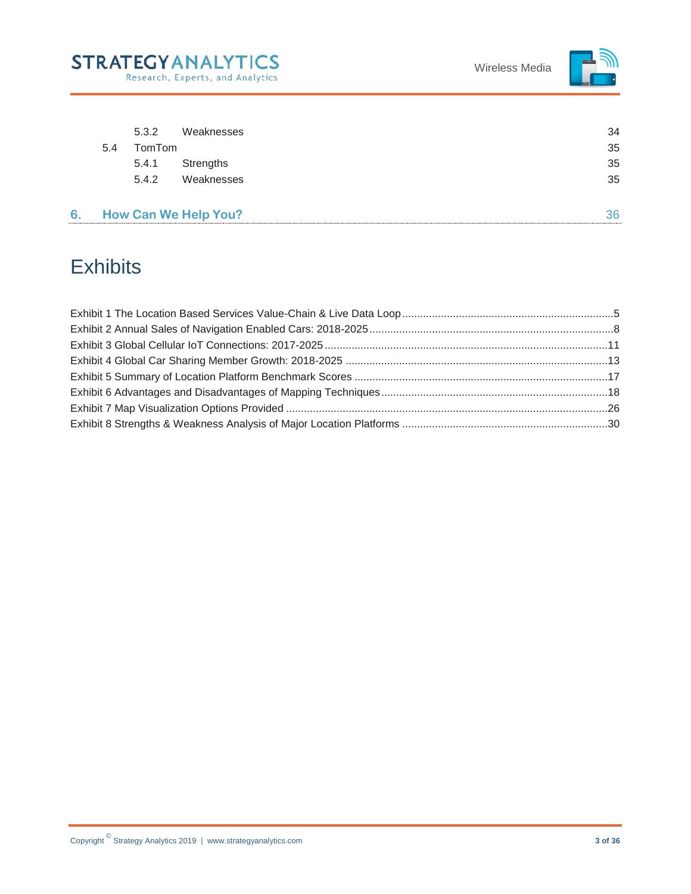5.3.2 Weaknesses 34

5.4 TomTom 35

5.4.1 Strengths 35

5.4.2 Weaknesses 35

**6. How Can We Help You?** 36

# Exhibits

Exhibit 1 The Location Based Services Value-Chain & Live Data Loop ....... 5
Exhibit 2 Annual Sales of Navigation Enabled Cars: 2018-2025 ....... 8
Exhibit 3 Global Cellular IoT Connections: 2017-2025 ....... 11
Exhibit 4 Global Car Sharing Member Growth: 2018-2025 ....... 13
Exhibit 5 Summary of Location Platform Benchmark Scores ....... 17
Exhibit 6 Advantages and Disadvantages of Mapping Techniques ....... 18
Exhibit 7 Map Visualization Options Provided ....... 26
Exhibit 8 Strengths & Weakness Analysis of Major Location Platforms ....... 30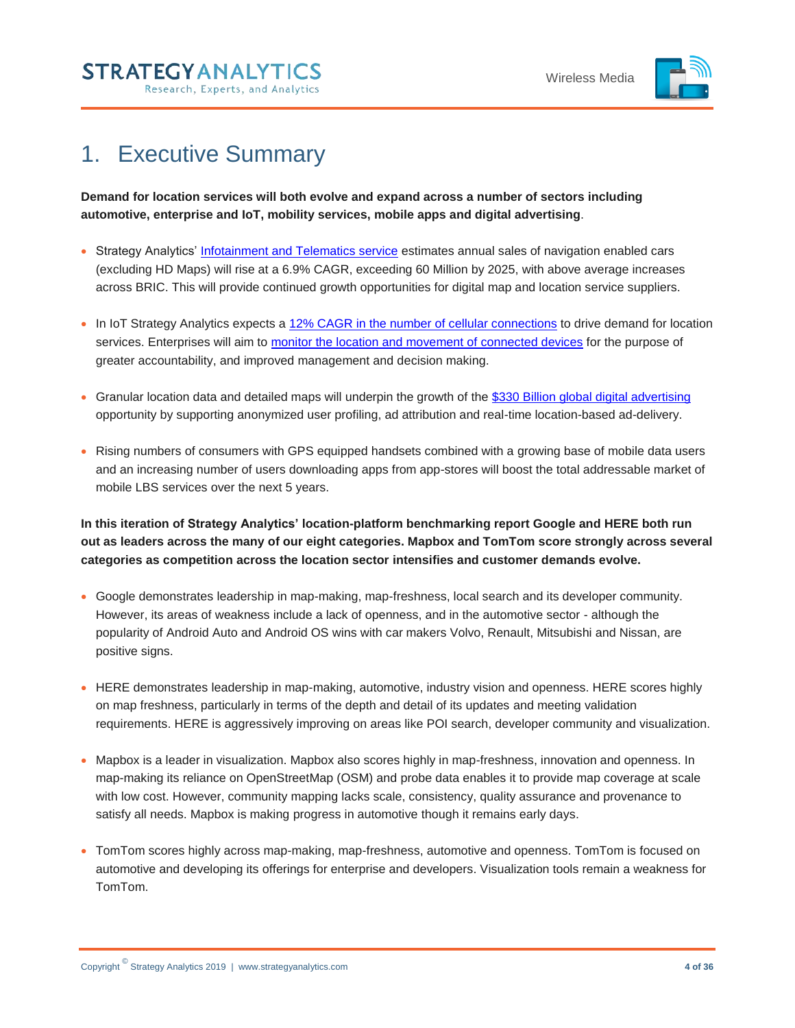# 1. Executive Summary

**Demand for location services will both evolve and expand across a number of sectors including automotive, enterprise and IoT, mobility services, mobile apps and digital advertising**.

- Strategy Analytics' Infotainment and Telematics service estimates annual sales of navigation enabled cars (excluding HD Maps) will rise at a 6.9% CAGR, exceeding 60 Million by 2025, with above average increases across BRIC. This will provide continued growth opportunities for digital map and location service suppliers.

- In IoT Strategy Analytics expects a 12% CAGR in the number of cellular connections to drive demand for location services. Enterprises will aim to monitor the location and movement of connected devices for the purpose of greater accountability, and improved management and decision making.

- Granular location data and detailed maps will underpin the growth of the $330 Billion global digital advertising opportunity by supporting anonymized user profiling, ad attribution and real-time location-based ad-delivery.

- Rising numbers of consumers with GPS equipped handsets combined with a growing base of mobile data users and an increasing number of users downloading apps from app-stores will boost the total addressable market of mobile LBS services over the next 5 years.

**In this iteration of Strategy Analytics' location-platform benchmarking report Google and HERE both run out as leaders across the many of our eight categories. Mapbox and TomTom score strongly across several categories as competition across the location sector intensifies and customer demands evolve.**

- Google demonstrates leadership in map-making, map-freshness, local search and its developer community. However, its areas of weakness include a lack of openness, and in the automotive sector - although the popularity of Android Auto and Android OS wins with car makers Volvo, Renault, Mitsubishi and Nissan, are positive signs.

- HERE demonstrates leadership in map-making, automotive, industry vision and openness. HERE scores highly on map freshness, particularly in terms of the depth and detail of its updates and meeting validation requirements. HERE is aggressively improving on areas like POI search, developer community and visualization.

- Mapbox is a leader in visualization. Mapbox also scores highly in map-freshness, innovation and openness. In map-making its reliance on OpenStreetMap (OSM) and probe data enables it to provide map coverage at scale with low cost. However, community mapping lacks scale, consistency, quality assurance and provenance to satisfy all needs. Mapbox is making progress in automotive though it remains early days.

- TomTom scores highly across map-making, map-freshness, automotive and openness. TomTom is focused on automotive and developing its offerings for enterprise and developers. Visualization tools remain a weakness for TomTom.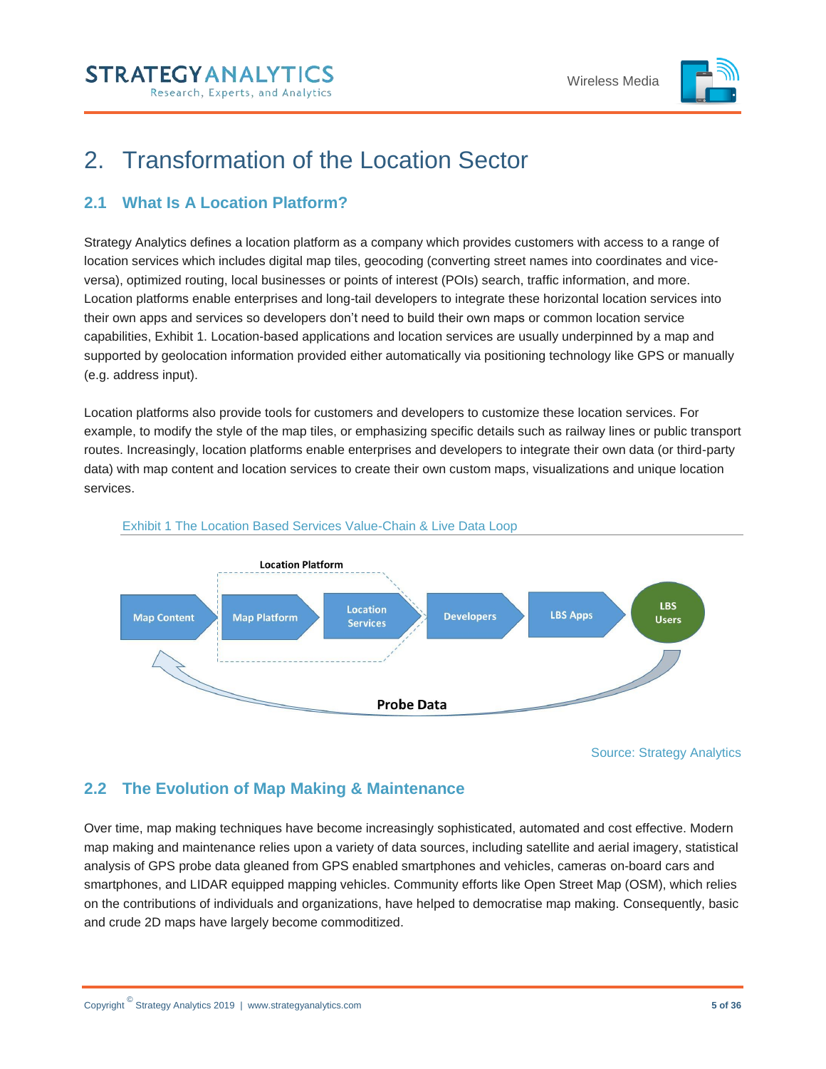# 2. Transformation of the Location Sector

## 2.1 What Is A Location Platform?

Strategy Analytics defines a location platform as a company which provides customers with access to a range of location services which includes digital map tiles, geocoding (converting street names into coordinates and vice-versa), optimized routing, local businesses or points of interest (POIs) search, traffic information, and more. Location platforms enable enterprises and long-tail developers to integrate these horizontal location services into their own apps and services so developers don't need to build their own maps or common location service capabilities, Exhibit 1. Location-based applications and location services are usually underpinned by a map and supported by geolocation information provided either automatically via positioning technology like GPS or manually (e.g. address input).

Location platforms also provide tools for customers and developers to customize these location services. For example, to modify the style of the map tiles, or emphasizing specific details such as railway lines or public transport routes. Increasingly, location platforms enable enterprises and developers to integrate their own data (or third-party data) with map content and location services to create their own custom maps, visualizations and unique location services.

Exhibit 1 The Location Based Services Value-Chain & Live Data Loop

Location Platform

Map Content → Map Platform → Location Services → Developers → LBS Apps → LBS Users

Probe Data

Source: Strategy Analytics

## 2.2 The Evolution of Map Making & Maintenance

Over time, map making techniques have become increasingly sophisticated, automated and cost effective. Modern map making and maintenance relies upon a variety of data sources, including satellite and aerial imagery, statistical analysis of GPS probe data gleaned from GPS enabled smartphones and vehicles, cameras on-board cars and smartphones, and LIDAR equipped mapping vehicles. Community efforts like Open Street Map (OSM), which relies on the contributions of individuals and organizations, have helped to democratise map making. Consequently, basic and crude 2D maps have largely become commoditized.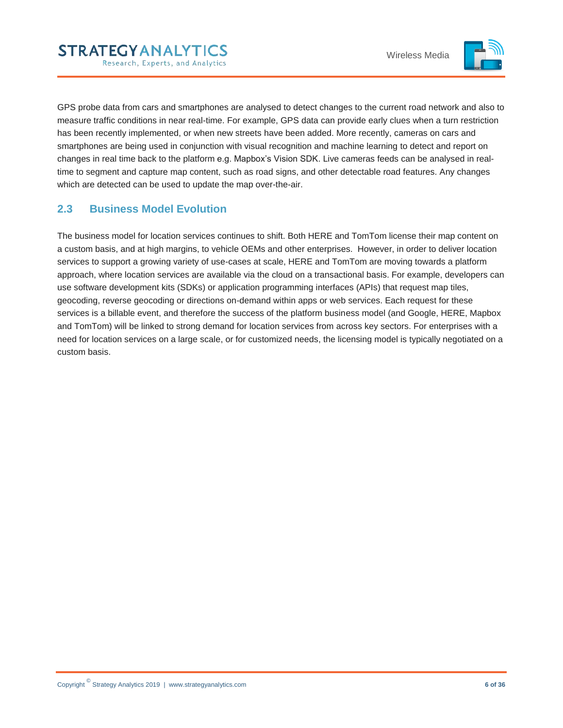GPS probe data from cars and smartphones are analysed to detect changes to the current road network and also to measure traffic conditions in near real-time. For example, GPS data can provide early clues when a turn restriction has been recently implemented, or when new streets have been added. More recently, cameras on cars and smartphones are being used in conjunction with visual recognition and machine learning to detect and report on changes in real time back to the platform e.g. Mapbox's Vision SDK. Live cameras feeds can be analysed in real-time to segment and capture map content, such as road signs, and other detectable road features. Any changes which are detected can be used to update the map over-the-air.

## 2.3 Business Model Evolution

The business model for location services continues to shift. Both HERE and TomTom license their map content on a custom basis, and at high margins, to vehicle OEMs and other enterprises. However, in order to deliver location services to support a growing variety of use-cases at scale, HERE and TomTom are moving towards a platform approach, where location services are available via the cloud on a transactional basis. For example, developers can use software development kits (SDKs) or application programming interfaces (APIs) that request map tiles, geocoding, reverse geocoding or directions on-demand within apps or web services. Each request for these services is a billable event, and therefore the success of the platform business model (and Google, HERE, Mapbox and TomTom) will be linked to strong demand for location services from across key sectors. For enterprises with a need for location services on a large scale, or for customized needs, the licensing model is typically negotiated on a custom basis.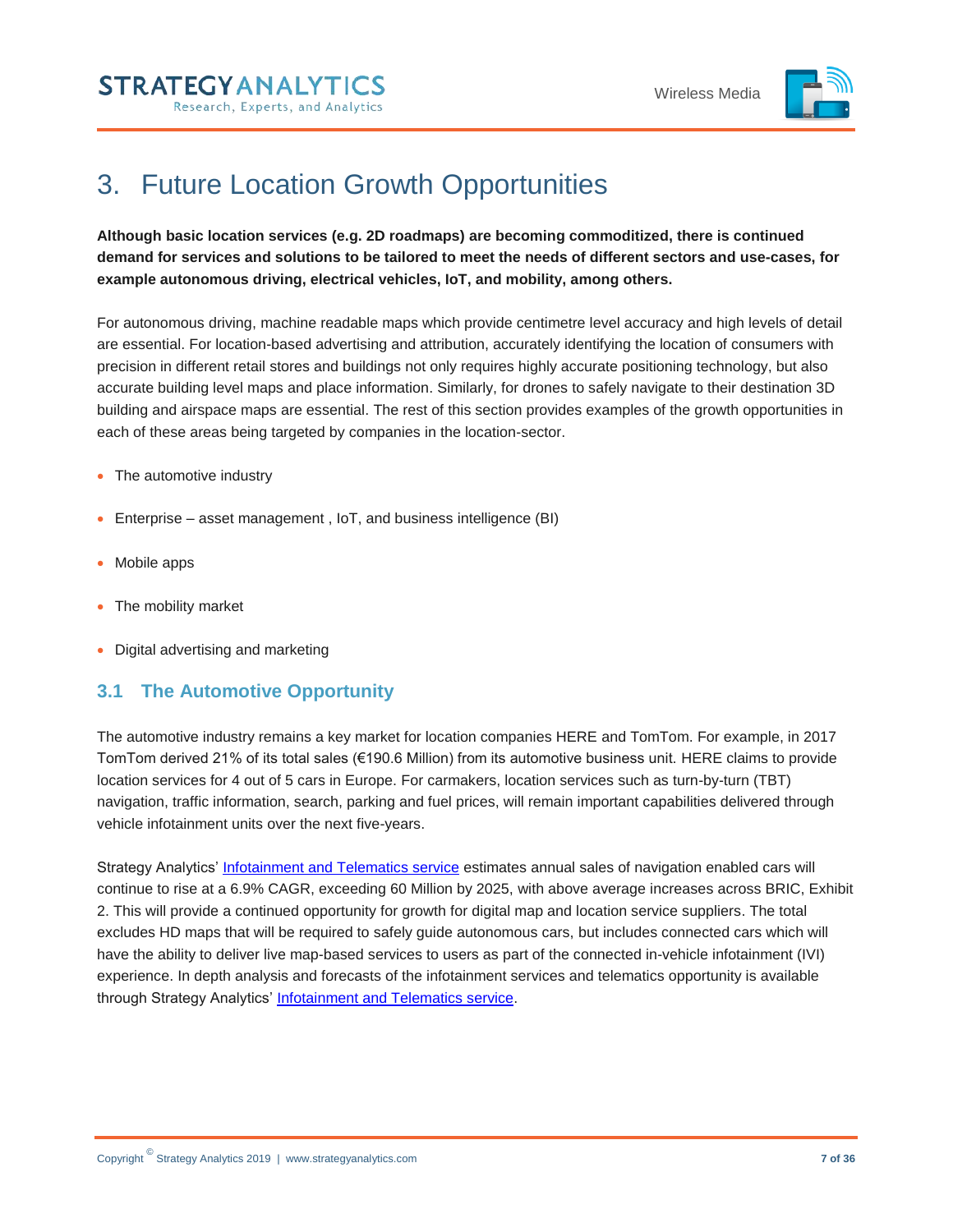# 3. Future Location Growth Opportunities

**Although basic location services (e.g. 2D roadmaps) are becoming commoditized, there is continued demand for services and solutions to be tailored to meet the needs of different sectors and use-cases, for example autonomous driving, electrical vehicles, IoT, and mobility, among others.**

For autonomous driving, machine readable maps which provide centimetre level accuracy and high levels of detail are essential. For location-based advertising and attribution, accurately identifying the location of consumers with precision in different retail stores and buildings not only requires highly accurate positioning technology, but also accurate building level maps and place information. Similarly, for drones to safely navigate to their destination 3D building and airspace maps are essential. The rest of this section provides examples of the growth opportunities in each of these areas being targeted by companies in the location-sector.

- The automotive industry
- Enterprise – asset management , IoT, and business intelligence (BI)
- Mobile apps
- The mobility market
- Digital advertising and marketing

## 3.1 The Automotive Opportunity

The automotive industry remains a key market for location companies HERE and TomTom. For example, in 2017 TomTom derived 21% of its total sales (€190.6 Million) from its automotive business unit. HERE claims to provide location services for 4 out of 5 cars in Europe. For carmakers, location services such as turn-by-turn (TBT) navigation, traffic information, search, parking and fuel prices, will remain important capabilities delivered through vehicle infotainment units over the next five-years.

Strategy Analytics' [Infotainment and Telematics service](#) estimates annual sales of navigation enabled cars will continue to rise at a 6.9% CAGR, exceeding 60 Million by 2025, with above average increases across BRIC, Exhibit 2. This will provide a continued opportunity for growth for digital map and location service suppliers. The total excludes HD maps that will be required to safely guide autonomous cars, but includes connected cars which will have the ability to deliver live map-based services to users as part of the connected in-vehicle infotainment (IVI) experience. In depth analysis and forecasts of the infotainment services and telematics opportunity is available through Strategy Analytics' [Infotainment and Telematics service](#).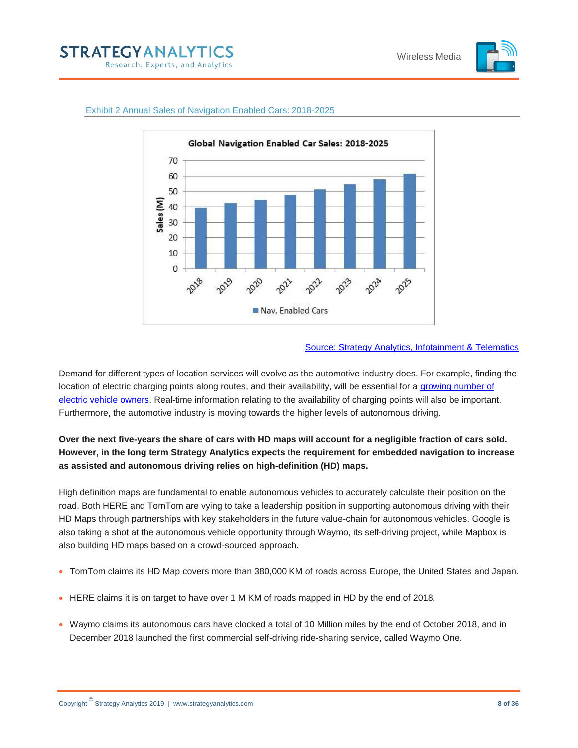Exhibit 2 Annual Sales of Navigation Enabled Cars: 2018-2025

Source: Strategy Analytics, Infotainment & Telematics

Demand for different types of location services will evolve as the automotive industry does. For example, finding the location of electric charging points along routes, and their availability, will be essential for a growing number of electric vehicle owners. Real-time information relating to the availability of charging points will also be important. Furthermore, the automotive industry is moving towards the higher levels of autonomous driving.

**Over the next five-years the share of cars with HD maps will account for a negligible fraction of cars sold. However, in the long term Strategy Analytics expects the requirement for embedded navigation to increase as assisted and autonomous driving relies on high-definition (HD) maps.**

High definition maps are fundamental to enable autonomous vehicles to accurately calculate their position on the road. Both HERE and TomTom are vying to take a leadership position in supporting autonomous driving with their HD Maps through partnerships with key stakeholders in the future value-chain for autonomous vehicles. Google is also taking a shot at the autonomous vehicle opportunity through Waymo, its self-driving project, while Mapbox is also building HD maps based on a crowd-sourced approach.

- TomTom claims its HD Map covers more than 380,000 KM of roads across Europe, the United States and Japan.
- HERE claims it is on target to have over 1 M KM of roads mapped in HD by the end of 2018.
- Waymo claims its autonomous cars have clocked a total of 10 Million miles by the end of October 2018, and in December 2018 launched the first commercial self-driving ride-sharing service, called Waymo One.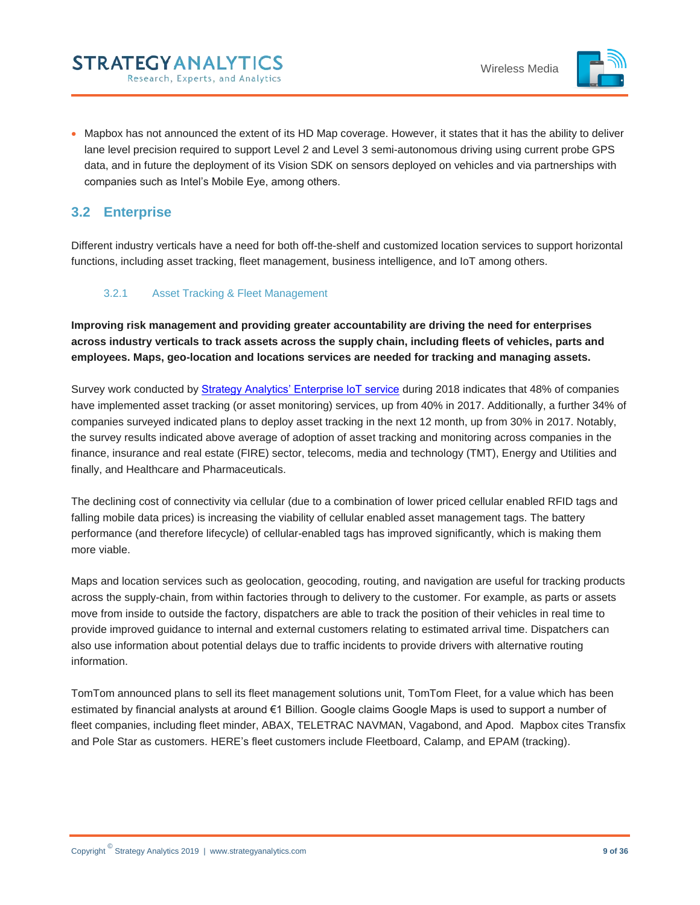- Mapbox has not announced the extent of its HD Map coverage. However, it states that it has the ability to deliver lane level precision required to support Level 2 and Level 3 semi-autonomous driving using current probe GPS data, and in future the deployment of its Vision SDK on sensors deployed on vehicles and via partnerships with companies such as Intel's Mobile Eye, among others.

## 3.2 Enterprise

Different industry verticals have a need for both off-the-shelf and customized location services to support horizontal functions, including asset tracking, fleet management, business intelligence, and IoT among others.

### 3.2.1 Asset Tracking & Fleet Management

**Improving risk management and providing greater accountability are driving the need for enterprises across industry verticals to track assets across the supply chain, including fleets of vehicles, parts and employees. Maps, geo-location and locations services are needed for tracking and managing assets.**

Survey work conducted by Strategy Analytics' Enterprise IoT service during 2018 indicates that 48% of companies have implemented asset tracking (or asset monitoring) services, up from 40% in 2017. Additionally, a further 34% of companies surveyed indicated plans to deploy asset tracking in the next 12 month, up from 30% in 2017. Notably, the survey results indicated above average of adoption of asset tracking and monitoring across companies in the finance, insurance and real estate (FIRE) sector, telecoms, media and technology (TMT), Energy and Utilities and finally, and Healthcare and Pharmaceuticals.

The declining cost of connectivity via cellular (due to a combination of lower priced cellular enabled RFID tags and falling mobile data prices) is increasing the viability of cellular enabled asset management tags. The battery performance (and therefore lifecycle) of cellular-enabled tags has improved significantly, which is making them more viable.

Maps and location services such as geolocation, geocoding, routing, and navigation are useful for tracking products across the supply-chain, from within factories through to delivery to the customer. For example, as parts or assets move from inside to outside the factory, dispatchers are able to track the position of their vehicles in real time to provide improved guidance to internal and external customers relating to estimated arrival time. Dispatchers can also use information about potential delays due to traffic incidents to provide drivers with alternative routing information.

TomTom announced plans to sell its fleet management solutions unit, TomTom Fleet, for a value which has been estimated by financial analysts at around €1 Billion. Google claims Google Maps is used to support a number of fleet companies, including fleet minder, ABAX, TELETRAC NAVMAN, Vagabond, and Apod. Mapbox cites Transfix and Pole Star as customers. HERE's fleet customers include Fleetboard, Calamp, and EPAM (tracking).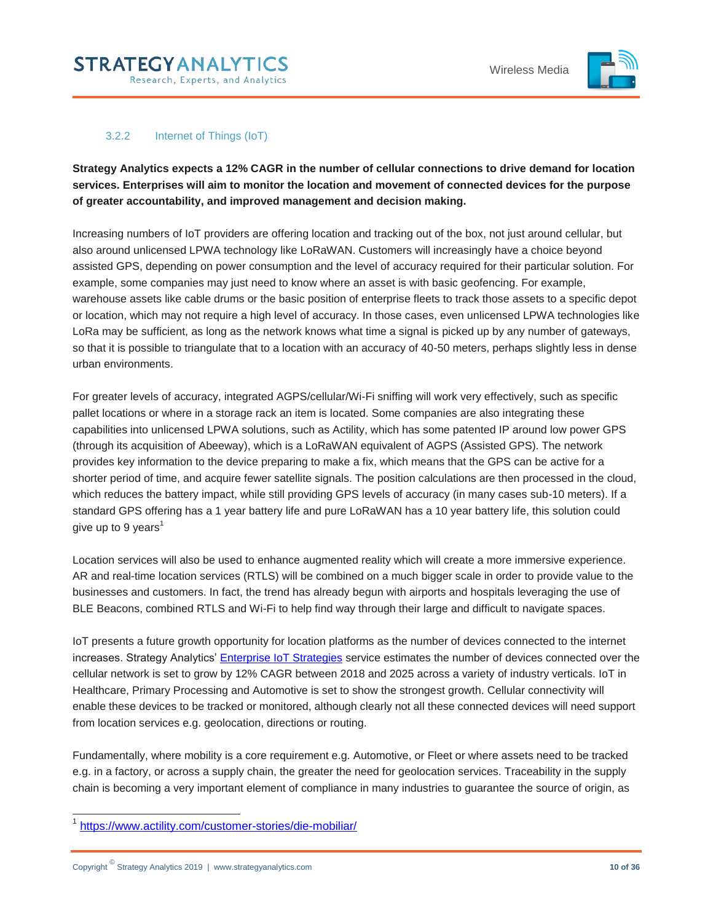### 3.2.2 Internet of Things (IoT)

**Strategy Analytics expects a 12% CAGR in the number of cellular connections to drive demand for location services. Enterprises will aim to monitor the location and movement of connected devices for the purpose of greater accountability, and improved management and decision making.**

Increasing numbers of IoT providers are offering location and tracking out of the box, not just around cellular, but also around unlicensed LPWA technology like LoRaWAN. Customers will increasingly have a choice beyond assisted GPS, depending on power consumption and the level of accuracy required for their particular solution. For example, some companies may just need to know where an asset is with basic geofencing. For example, warehouse assets like cable drums or the basic position of enterprise fleets to track those assets to a specific depot or location, which may not require a high level of accuracy. In those cases, even unlicensed LPWA technologies like LoRa may be sufficient, as long as the network knows what time a signal is picked up by any number of gateways, so that it is possible to triangulate that to a location with an accuracy of 40-50 meters, perhaps slightly less in dense urban environments.

For greater levels of accuracy, integrated AGPS/cellular/Wi-Fi sniffing will work very effectively, such as specific pallet locations or where in a storage rack an item is located. Some companies are also integrating these capabilities into unlicensed LPWA solutions, such as Actility, which has some patented IP around low power GPS (through its acquisition of Abeeway), which is a LoRaWAN equivalent of AGPS (Assisted GPS). The network provides key information to the device preparing to make a fix, which means that the GPS can be active for a shorter period of time, and acquire fewer satellite signals. The position calculations are then processed in the cloud, which reduces the battery impact, while still providing GPS levels of accuracy (in many cases sub-10 meters). If a standard GPS offering has a 1 year battery life and pure LoRaWAN has a 10 year battery life, this solution could give up to 9 years[1]

Location services will also be used to enhance augmented reality which will create a more immersive experience. AR and real-time location services (RTLS) will be combined on a much bigger scale in order to provide value to the businesses and customers. In fact, the trend has already begun with airports and hospitals leveraging the use of BLE Beacons, combined RTLS and Wi-Fi to help find way through their large and difficult to navigate spaces.

IoT presents a future growth opportunity for location platforms as the number of devices connected to the internet increases. Strategy Analytics' Enterprise IoT Strategies service estimates the number of devices connected over the cellular network is set to grow by 12% CAGR between 2018 and 2025 across a variety of industry verticals. IoT in Healthcare, Primary Processing and Automotive is set to show the strongest growth. Cellular connectivity will enable these devices to be tracked or monitored, although clearly not all these connected devices will need support from location services e.g. geolocation, directions or routing.

Fundamentally, where mobility is a core requirement e.g. Automotive, or Fleet or where assets need to be tracked e.g. in a factory, or across a supply chain, the greater the need for geolocation services. Traceability in the supply chain is becoming a very important element of compliance in many industries to guarantee the source of origin, as

---

[1] https://www.actility.com/customer-stories/die-mobiliar/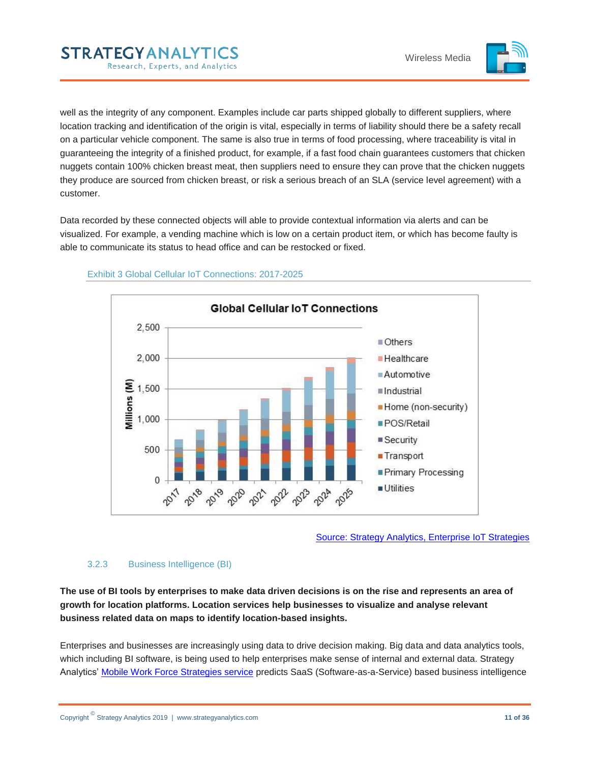well as the integrity of any component. Examples include car parts shipped globally to different suppliers, where location tracking and identification of the origin is vital, especially in terms of liability should there be a safety recall on a particular vehicle component. The same is also true in terms of food processing, where traceability is vital in guaranteeing the integrity of a finished product, for example, if a fast food chain guarantees customers that chicken nuggets contain 100% chicken breast meat, then suppliers need to ensure they can prove that the chicken nuggets they produce are sourced from chicken breast, or risk a serious breach of an SLA (service level agreement) with a customer.

Data recorded by these connected objects will able to provide contextual information via alerts and can be visualized. For example, a vending machine which is low on a certain product item, or which has become faulty is able to communicate its status to head office and can be restocked or fixed.

Exhibit 3 Global Cellular IoT Connections: 2017-2025

Source: Strategy Analytics, Enterprise IoT Strategies

### 3.2.3 Business Intelligence (BI)

**The use of BI tools by enterprises to make data driven decisions is on the rise and represents an area of growth for location platforms. Location services help businesses to visualize and analyse relevant business related data on maps to identify location-based insights.**

Enterprises and businesses are increasingly using data to drive decision making. Big data and data analytics tools, which including BI software, is being used to help enterprises make sense of internal and external data. Strategy Analytics' Mobile Work Force Strategies service predicts SaaS (Software-as-a-Service) based business intelligence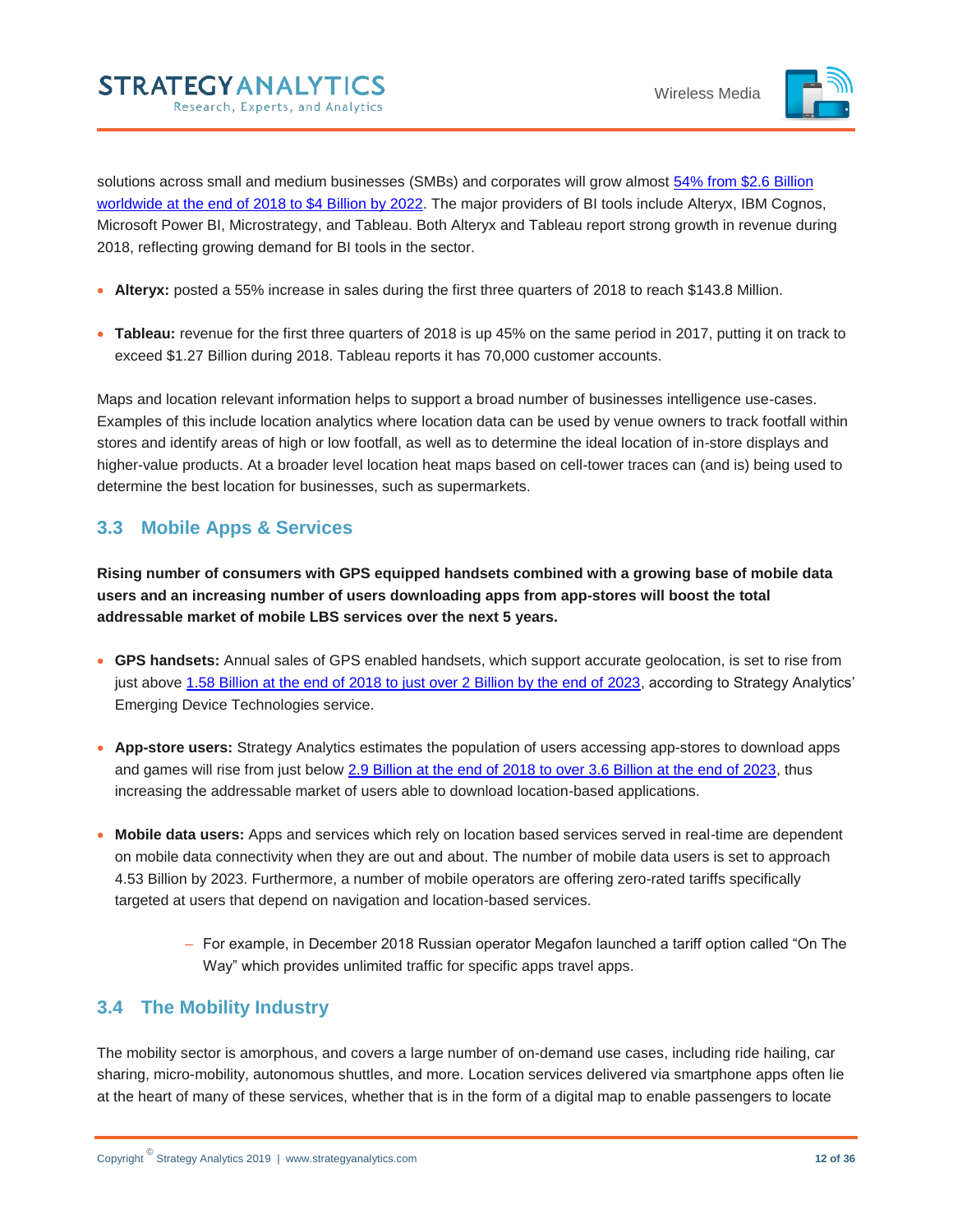solutions across small and medium businesses (SMBs) and corporates will grow almost 54% from $2.6 Billion worldwide at the end of 2018 to $4 Billion by 2022. The major providers of BI tools include Alteryx, IBM Cognos, Microsoft Power BI, Microstrategy, and Tableau. Both Alteryx and Tableau report strong growth in revenue during 2018, reflecting growing demand for BI tools in the sector.

- **Alteryx:** posted a 55% increase in sales during the first three quarters of 2018 to reach $143.8 Million.
- **Tableau:** revenue for the first three quarters of 2018 is up 45% on the same period in 2017, putting it on track to exceed $1.27 Billion during 2018. Tableau reports it has 70,000 customer accounts.

Maps and location relevant information helps to support a broad number of businesses intelligence use-cases. Examples of this include location analytics where location data can be used by venue owners to track footfall within stores and identify areas of high or low footfall, as well as to determine the ideal location of in-store displays and higher-value products. At a broader level location heat maps based on cell-tower traces can (and is) being used to determine the best location for businesses, such as supermarkets.

## 3.3 Mobile Apps & Services

**Rising number of consumers with GPS equipped handsets combined with a growing base of mobile data users and an increasing number of users downloading apps from app-stores will boost the total addressable market of mobile LBS services over the next 5 years.**

- **GPS handsets:** Annual sales of GPS enabled handsets, which support accurate geolocation, is set to rise from just above 1.58 Billion at the end of 2018 to just over 2 Billion by the end of 2023, according to Strategy Analytics' Emerging Device Technologies service.
- **App-store users:** Strategy Analytics estimates the population of users accessing app-stores to download apps and games will rise from just below 2.9 Billion at the end of 2018 to over 3.6 Billion at the end of 2023, thus increasing the addressable market of users able to download location-based applications.
- **Mobile data users:** Apps and services which rely on location based services served in real-time are dependent on mobile data connectivity when they are out and about. The number of mobile data users is set to approach 4.53 Billion by 2023. Furthermore, a number of mobile operators are offering zero-rated tariffs specifically targeted at users that depend on navigation and location-based services.
    - For example, in December 2018 Russian operator Megafon launched a tariff option called "On The Way" which provides unlimited traffic for specific apps travel apps.

## 3.4 The Mobility Industry

The mobility sector is amorphous, and covers a large number of on-demand use cases, including ride hailing, car sharing, micro-mobility, autonomous shuttles, and more. Location services delivered via smartphone apps often lie at the heart of many of these services, whether that is in the form of a digital map to enable passengers to locate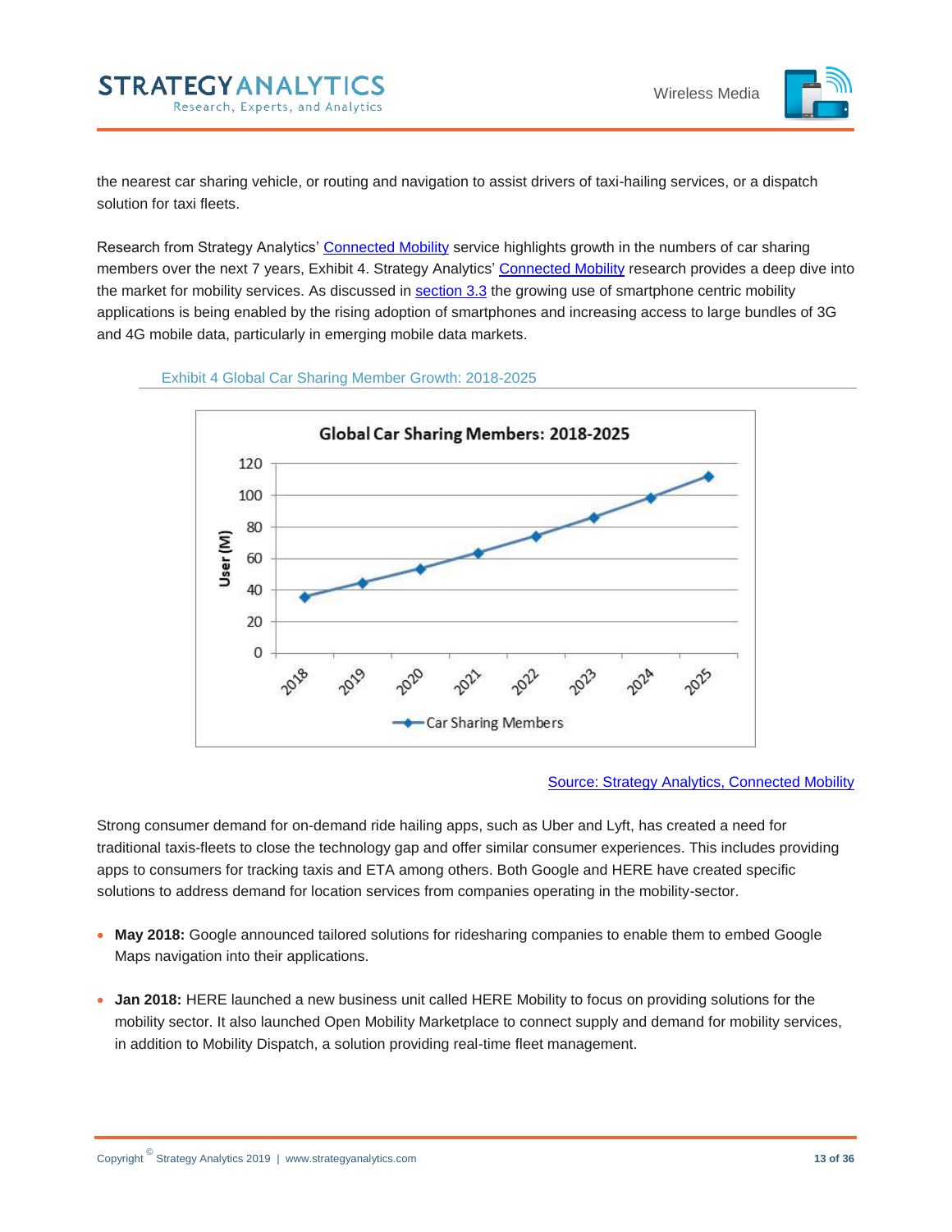the nearest car sharing vehicle, or routing and navigation to assist drivers of taxi-hailing services, or a dispatch solution for taxi fleets.

Research from Strategy Analytics' Connected Mobility service highlights growth in the numbers of car sharing members over the next 7 years, Exhibit 4. Strategy Analytics' Connected Mobility research provides a deep dive into the market for mobility services. As discussed in section 3.3 the growing use of smartphone centric mobility applications is being enabled by the rising adoption of smartphones and increasing access to large bundles of 3G and 4G mobile data, particularly in emerging mobile data markets.

Exhibit 4 Global Car Sharing Member Growth: 2018-2025

Source: Strategy Analytics, Connected Mobility

Strong consumer demand for on-demand ride hailing apps, such as Uber and Lyft, has created a need for traditional taxis-fleets to close the technology gap and offer similar consumer experiences. This includes providing apps to consumers for tracking taxis and ETA among others. Both Google and HERE have created specific solutions to address demand for location services from companies operating in the mobility-sector.

- **May 2018:** Google announced tailored solutions for ridesharing companies to enable them to embed Google Maps navigation into their applications.

- **Jan 2018:** HERE launched a new business unit called HERE Mobility to focus on providing solutions for the mobility sector. It also launched Open Mobility Marketplace to connect supply and demand for mobility services, in addition to Mobility Dispatch, a solution providing real-time fleet management.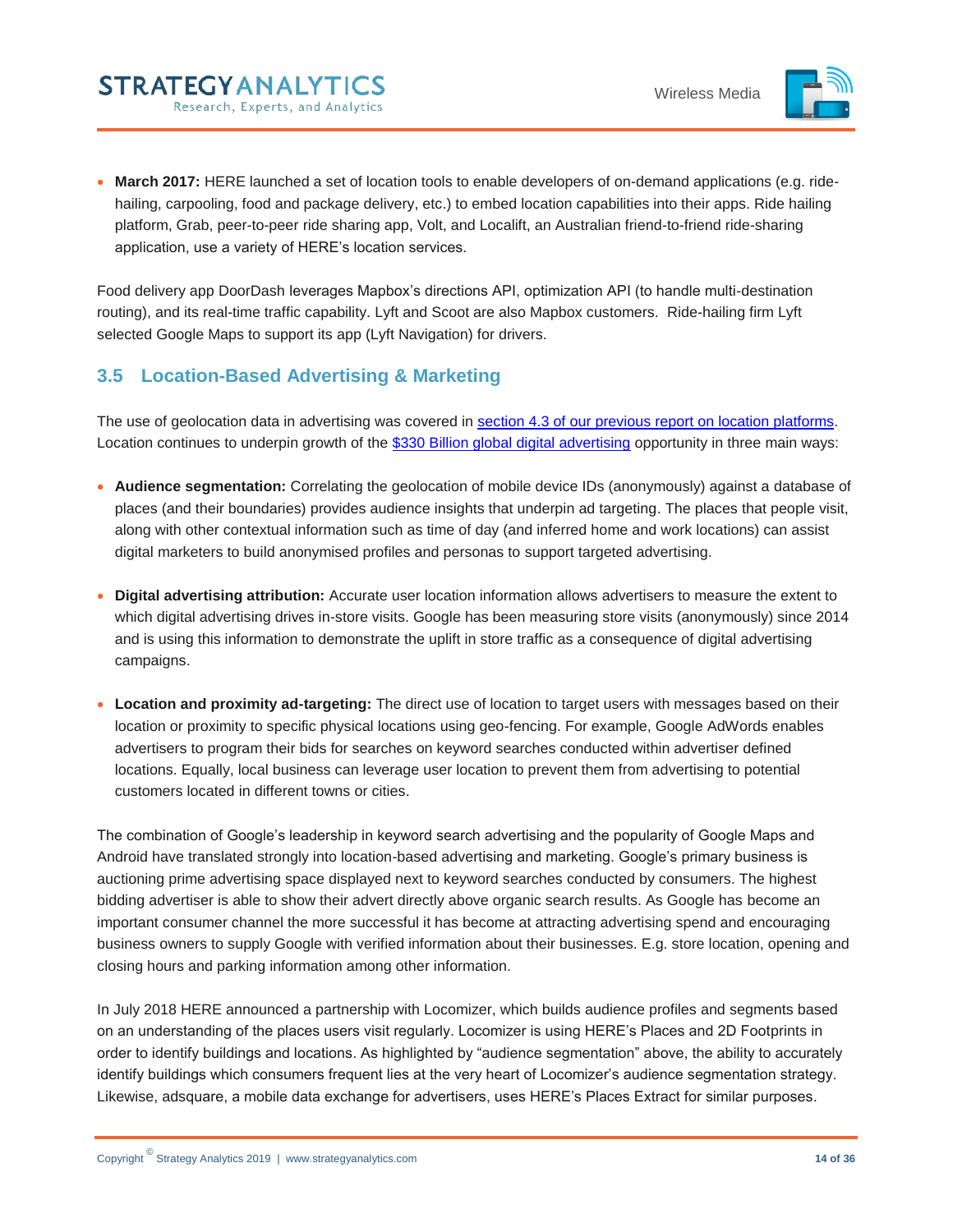- **March 2017:** HERE launched a set of location tools to enable developers of on-demand applications (e.g. ride-hailing, carpooling, food and package delivery, etc.) to embed location capabilities into their apps. Ride hailing platform, Grab, peer-to-peer ride sharing app, Volt, and Localift, an Australian friend-to-friend ride-sharing application, use a variety of HERE's location services.

Food delivery app DoorDash leverages Mapbox's directions API, optimization API (to handle multi-destination routing), and its real-time traffic capability. Lyft and Scoot are also Mapbox customers. Ride-hailing firm Lyft selected Google Maps to support its app (Lyft Navigation) for drivers.

## 3.5 Location-Based Advertising & Marketing

The use of geolocation data in advertising was covered in section 4.3 of our previous report on location platforms. Location continues to underpin growth of the $330 Billion global digital advertising opportunity in three main ways:

- **Audience segmentation:** Correlating the geolocation of mobile device IDs (anonymously) against a database of places (and their boundaries) provides audience insights that underpin ad targeting. The places that people visit, along with other contextual information such as time of day (and inferred home and work locations) can assist digital marketers to build anonymised profiles and personas to support targeted advertising.

- **Digital advertising attribution:** Accurate user location information allows advertisers to measure the extent to which digital advertising drives in-store visits. Google has been measuring store visits (anonymously) since 2014 and is using this information to demonstrate the uplift in store traffic as a consequence of digital advertising campaigns.

- **Location and proximity ad-targeting:** The direct use of location to target users with messages based on their location or proximity to specific physical locations using geo-fencing. For example, Google AdWords enables advertisers to program their bids for searches on keyword searches conducted within advertiser defined locations. Equally, local business can leverage user location to prevent them from advertising to potential customers located in different towns or cities.

The combination of Google's leadership in keyword search advertising and the popularity of Google Maps and Android have translated strongly into location-based advertising and marketing. Google's primary business is auctioning prime advertising space displayed next to keyword searches conducted by consumers. The highest bidding advertiser is able to show their advert directly above organic search results. As Google has become an important consumer channel the more successful it has become at attracting advertising spend and encouraging business owners to supply Google with verified information about their businesses. E.g. store location, opening and closing hours and parking information among other information.

In July 2018 HERE announced a partnership with Locomizer, which builds audience profiles and segments based on an understanding of the places users visit regularly. Locomizer is using HERE's Places and 2D Footprints in order to identify buildings and locations. As highlighted by "audience segmentation" above, the ability to accurately identify buildings which consumers frequent lies at the very heart of Locomizer's audience segmentation strategy. Likewise, adsquare, a mobile data exchange for advertisers, uses HERE's Places Extract for similar purposes.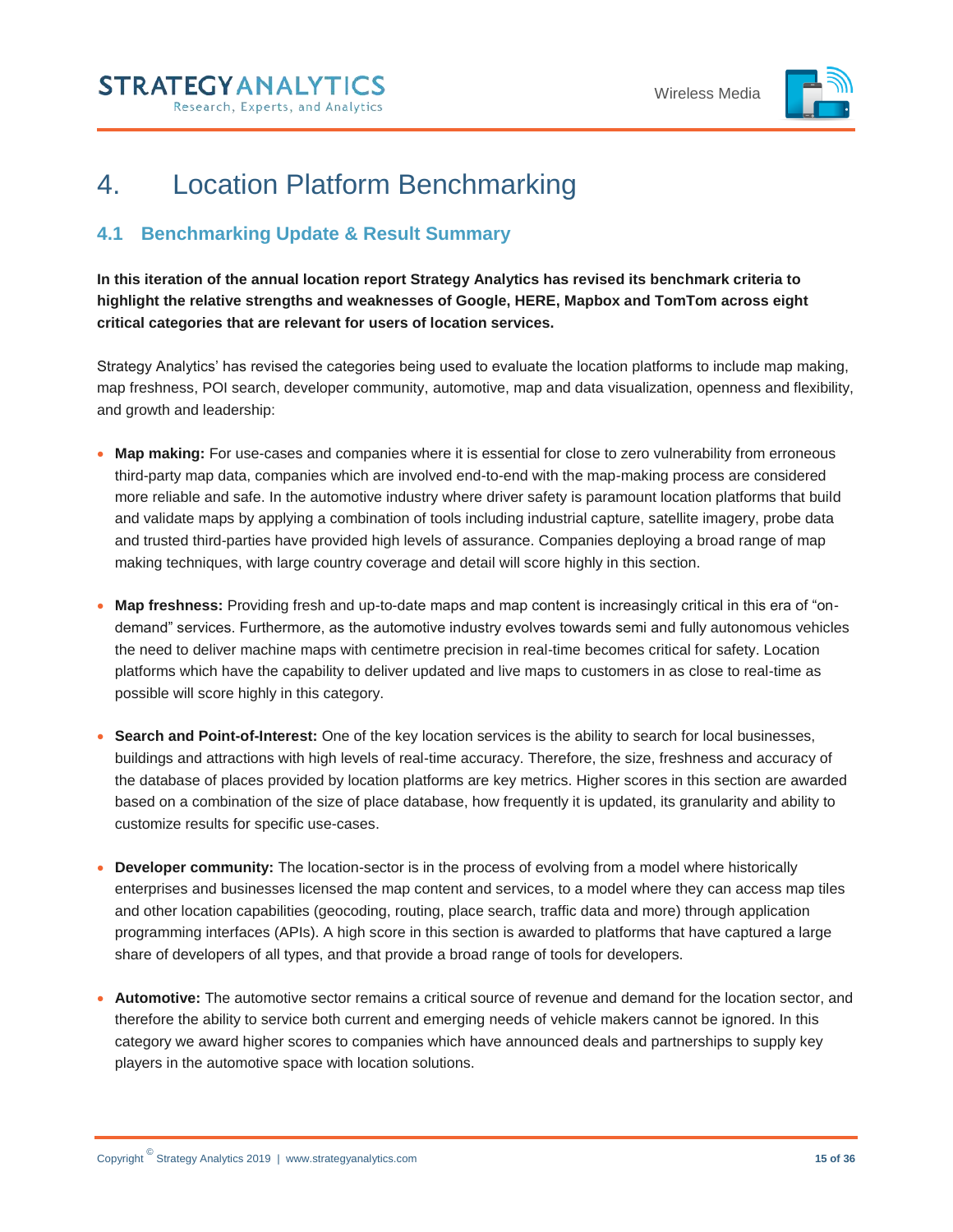# 4. Location Platform Benchmarking

## 4.1 Benchmarking Update & Result Summary

**In this iteration of the annual location report Strategy Analytics has revised its benchmark criteria to highlight the relative strengths and weaknesses of Google, HERE, Mapbox and TomTom across eight critical categories that are relevant for users of location services.**

Strategy Analytics' has revised the categories being used to evaluate the location platforms to include map making, map freshness, POI search, developer community, automotive, map and data visualization, openness and flexibility, and growth and leadership:

- **Map making:** For use-cases and companies where it is essential for close to zero vulnerability from erroneous third-party map data, companies which are involved end-to-end with the map-making process are considered more reliable and safe. In the automotive industry where driver safety is paramount location platforms that build and validate maps by applying a combination of tools including industrial capture, satellite imagery, probe data and trusted third-parties have provided high levels of assurance. Companies deploying a broad range of map making techniques, with large country coverage and detail will score highly in this section.

- **Map freshness:** Providing fresh and up-to-date maps and map content is increasingly critical in this era of "on-demand" services. Furthermore, as the automotive industry evolves towards semi and fully autonomous vehicles the need to deliver machine maps with centimetre precision in real-time becomes critical for safety. Location platforms which have the capability to deliver updated and live maps to customers in as close to real-time as possible will score highly in this category.

- **Search and Point-of-Interest:** One of the key location services is the ability to search for local businesses, buildings and attractions with high levels of real-time accuracy. Therefore, the size, freshness and accuracy of the database of places provided by location platforms are key metrics. Higher scores in this section are awarded based on a combination of the size of place database, how frequently it is updated, its granularity and ability to customize results for specific use-cases.

- **Developer community:** The location-sector is in the process of evolving from a model where historically enterprises and businesses licensed the map content and services, to a model where they can access map tiles and other location capabilities (geocoding, routing, place search, traffic data and more) through application programming interfaces (APIs). A high score in this section is awarded to platforms that have captured a large share of developers of all types, and that provide a broad range of tools for developers.

- **Automotive:** The automotive sector remains a critical source of revenue and demand for the location sector, and therefore the ability to service both current and emerging needs of vehicle makers cannot be ignored. In this category we award higher scores to companies which have announced deals and partnerships to supply key players in the automotive space with location solutions.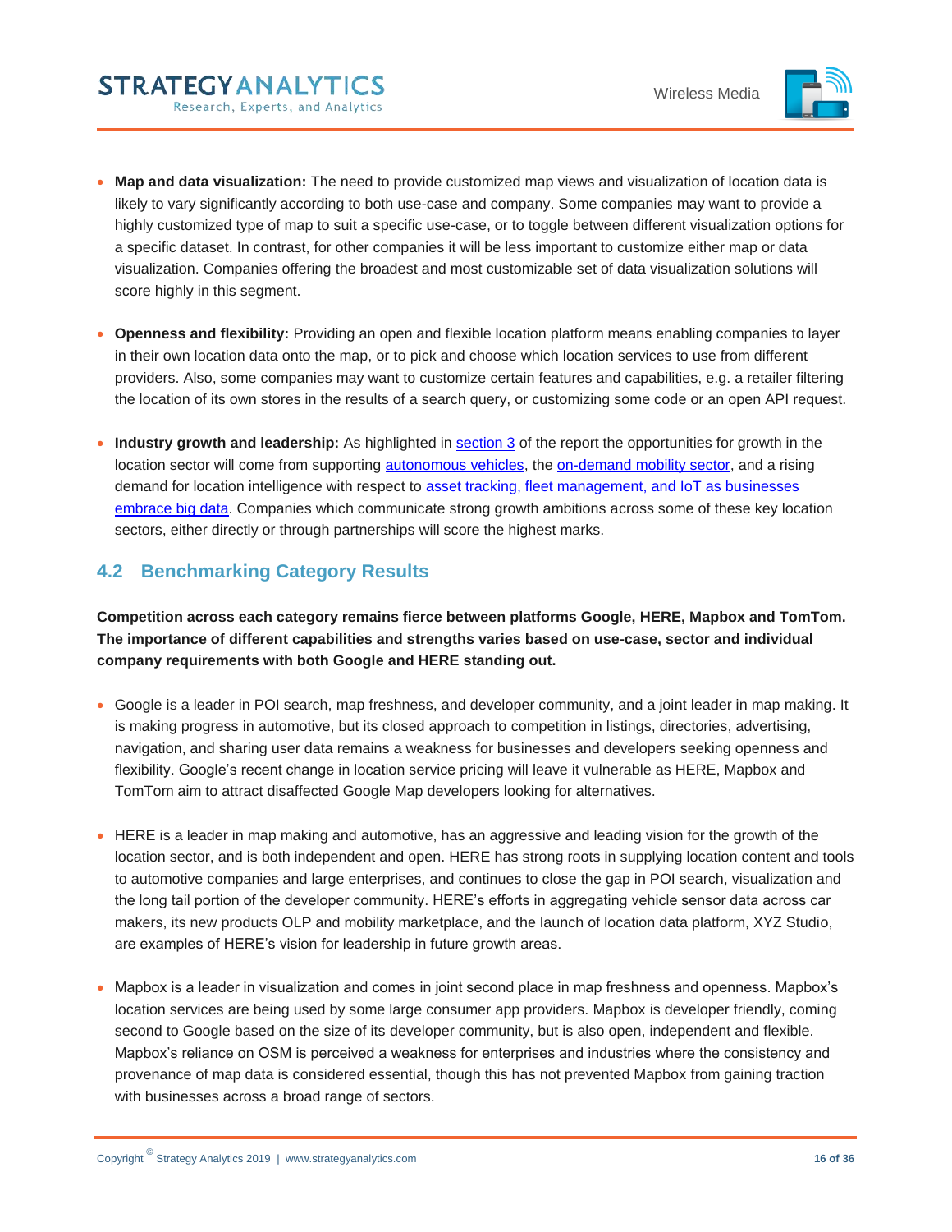- **Map and data visualization:** The need to provide customized map views and visualization of location data is likely to vary significantly according to both use-case and company. Some companies may want to provide a highly customized type of map to suit a specific use-case, or to toggle between different visualization options for a specific dataset. In contrast, for other companies it will be less important to customize either map or data visualization. Companies offering the broadest and most customizable set of data visualization solutions will score highly in this segment.

- **Openness and flexibility:** Providing an open and flexible location platform means enabling companies to layer in their own location data onto the map, or to pick and choose which location services to use from different providers. Also, some companies may want to customize certain features and capabilities, e.g. a retailer filtering the location of its own stores in the results of a search query, or customizing some code or an open API request.

- **Industry growth and leadership:** As highlighted in section 3 of the report the opportunities for growth in the location sector will come from supporting autonomous vehicles, the on-demand mobility sector, and a rising demand for location intelligence with respect to asset tracking, fleet management, and IoT as businesses embrace big data. Companies which communicate strong growth ambitions across some of these key location sectors, either directly or through partnerships will score the highest marks.

## 4.2 Benchmarking Category Results

**Competition across each category remains fierce between platforms Google, HERE, Mapbox and TomTom. The importance of different capabilities and strengths varies based on use-case, sector and individual company requirements with both Google and HERE standing out.**

- Google is a leader in POI search, map freshness, and developer community, and a joint leader in map making. It is making progress in automotive, but its closed approach to competition in listings, directories, advertising, navigation, and sharing user data remains a weakness for businesses and developers seeking openness and flexibility. Google's recent change in location service pricing will leave it vulnerable as HERE, Mapbox and TomTom aim to attract disaffected Google Map developers looking for alternatives.

- HERE is a leader in map making and automotive, has an aggressive and leading vision for the growth of the location sector, and is both independent and open. HERE has strong roots in supplying location content and tools to automotive companies and large enterprises, and continues to close the gap in POI search, visualization and the long tail portion of the developer community. HERE's efforts in aggregating vehicle sensor data across car makers, its new products OLP and mobility marketplace, and the launch of location data platform, XYZ Studio, are examples of HERE's vision for leadership in future growth areas.

- Mapbox is a leader in visualization and comes in joint second place in map freshness and openness. Mapbox's location services are being used by some large consumer app providers. Mapbox is developer friendly, coming second to Google based on the size of its developer community, but is also open, independent and flexible. Mapbox's reliance on OSM is perceived a weakness for enterprises and industries where the consistency and provenance of map data is considered essential, though this has not prevented Mapbox from gaining traction with businesses across a broad range of sectors.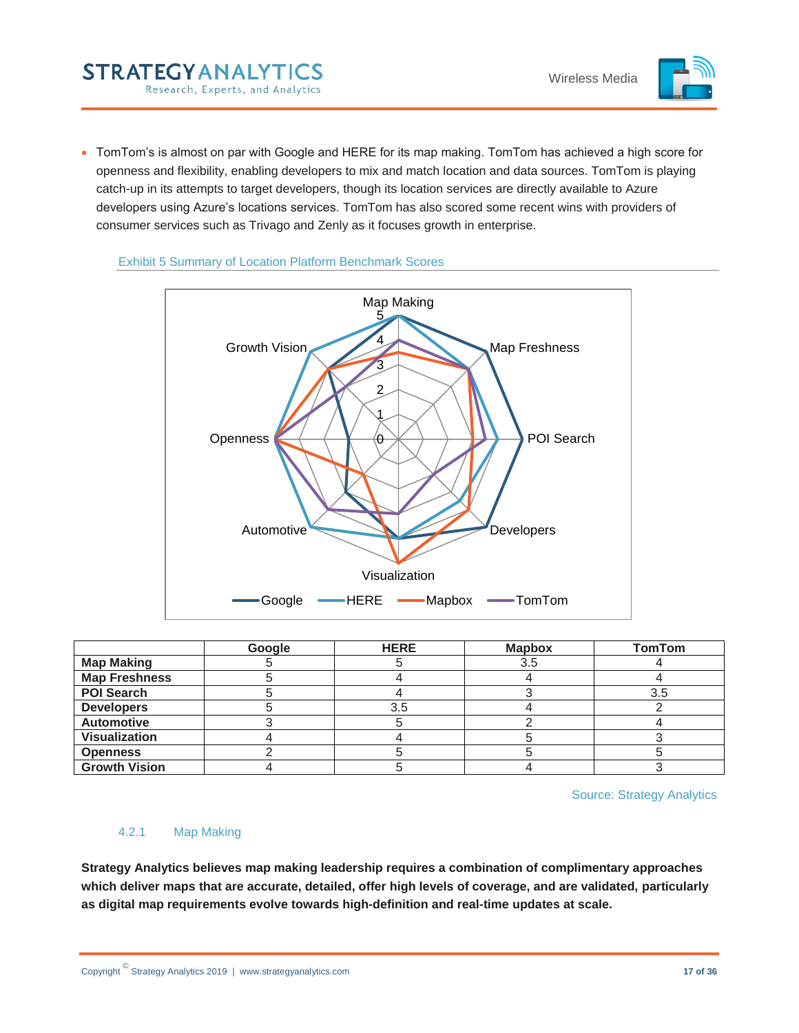- TomTom's is almost on par with Google and HERE for its map making. TomTom has achieved a high score for openness and flexibility, enabling developers to mix and match location and data sources. TomTom is playing catch-up in its attempts to target developers, though its location services are directly available to Azure developers using Azure's locations services. TomTom has also scored some recent wins with providers of consumer services such as Trivago and Zenly as it focuses growth in enterprise.

Exhibit 5 Summary of Location Platform Benchmark Scores

| | Google | HERE | Mapbox | TomTom |
|---|---|---|---|---|
| **Map Making** | 5 | 5 | 3.5 | 4 |
| **Map Freshness** | 5 | 4 | 4 | 4 |
| **POI Search** | 5 | 4 | 3 | 3.5 |
| **Developers** | 5 | 3.5 | 4 | 2 |
| **Automotive** | 3 | 5 | 2 | 4 |
| **Visualization** | 4 | 4 | 5 | 3 |
| **Openness** | 2 | 5 | 5 | 5 |
| **Growth Vision** | 4 | 5 | 4 | 3 |

Source: Strategy Analytics

### 4.2.1 Map Making

**Strategy Analytics believes map making leadership requires a combination of complimentary approaches which deliver maps that are accurate, detailed, offer high levels of coverage, and are validated, particularly as digital map requirements evolve towards high-definition and real-time updates at scale.**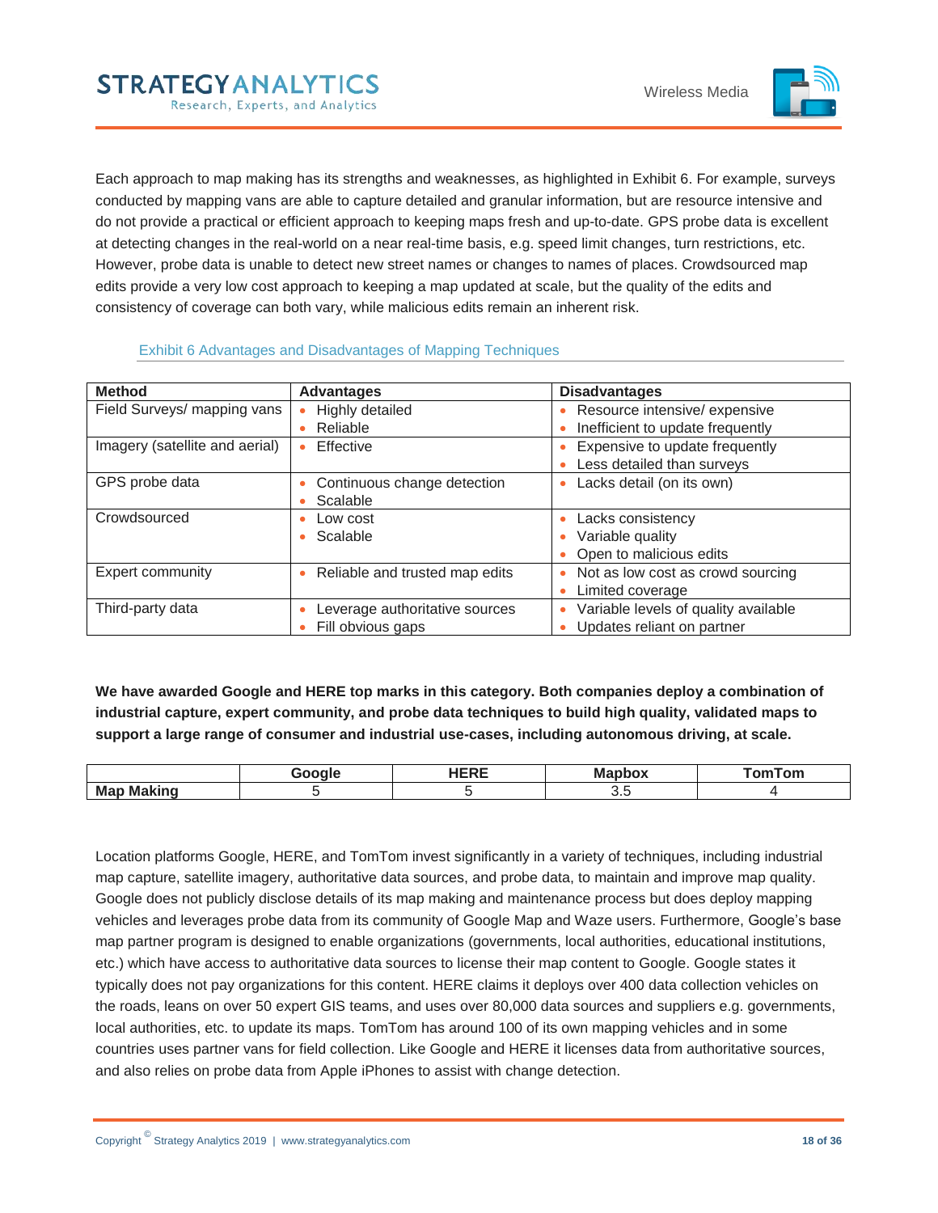Each approach to map making has its strengths and weaknesses, as highlighted in Exhibit 6. For example, surveys conducted by mapping vans are able to capture detailed and granular information, but are resource intensive and do not provide a practical or efficient approach to keeping maps fresh and up-to-date. GPS probe data is excellent at detecting changes in the real-world on a near real-time basis, e.g. speed limit changes, turn restrictions, etc. However, probe data is unable to detect new street names or changes to names of places. Crowdsourced map edits provide a very low cost approach to keeping a map updated at scale, but the quality of the edits and consistency of coverage can both vary, while malicious edits remain an inherent risk.

Exhibit 6 Advantages and Disadvantages of Mapping Techniques

| Method | Advantages | Disadvantages |
|---|---|---|
| Field Surveys/ mapping vans | • Highly detailed<br>• Reliable | • Resource intensive/ expensive<br>• Inefficient to update frequently |
| Imagery (satellite and aerial) | • Effective | • Expensive to update frequently<br>• Less detailed than surveys |
| GPS probe data | • Continuous change detection<br>• Scalable | • Lacks detail (on its own) |
| Crowdsourced | • Low cost<br>• Scalable | • Lacks consistency<br>• Variable quality<br>• Open to malicious edits |
| Expert community | • Reliable and trusted map edits | • Not as low cost as crowd sourcing<br>• Limited coverage |
| Third-party data | • Leverage authoritative sources<br>• Fill obvious gaps | • Variable levels of quality available<br>• Updates reliant on partner |

**We have awarded Google and HERE top marks in this category. Both companies deploy a combination of industrial capture, expert community, and probe data techniques to build high quality, validated maps to support a large range of consumer and industrial use-cases, including autonomous driving, at scale.**

| | Google | HERE | Mapbox | TomTom |
|---|---|---|---|---|
| **Map Making** | 5 | 5 | 3.5 | 4 |

Location platforms Google, HERE, and TomTom invest significantly in a variety of techniques, including industrial map capture, satellite imagery, authoritative data sources, and probe data, to maintain and improve map quality. Google does not publicly disclose details of its map making and maintenance process but does deploy mapping vehicles and leverages probe data from its community of Google Map and Waze users. Furthermore, Google's base map partner program is designed to enable organizations (governments, local authorities, educational institutions, etc.) which have access to authoritative data sources to license their map content to Google. Google states it typically does not pay organizations for this content. HERE claims it deploys over 400 data collection vehicles on the roads, leans on over 50 expert GIS teams, and uses over 80,000 data sources and suppliers e.g. governments, local authorities, etc. to update its maps. TomTom has around 100 of its own mapping vehicles and in some countries uses partner vans for field collection. Like Google and HERE it licenses data from authoritative sources, and also relies on probe data from Apple iPhones to assist with change detection.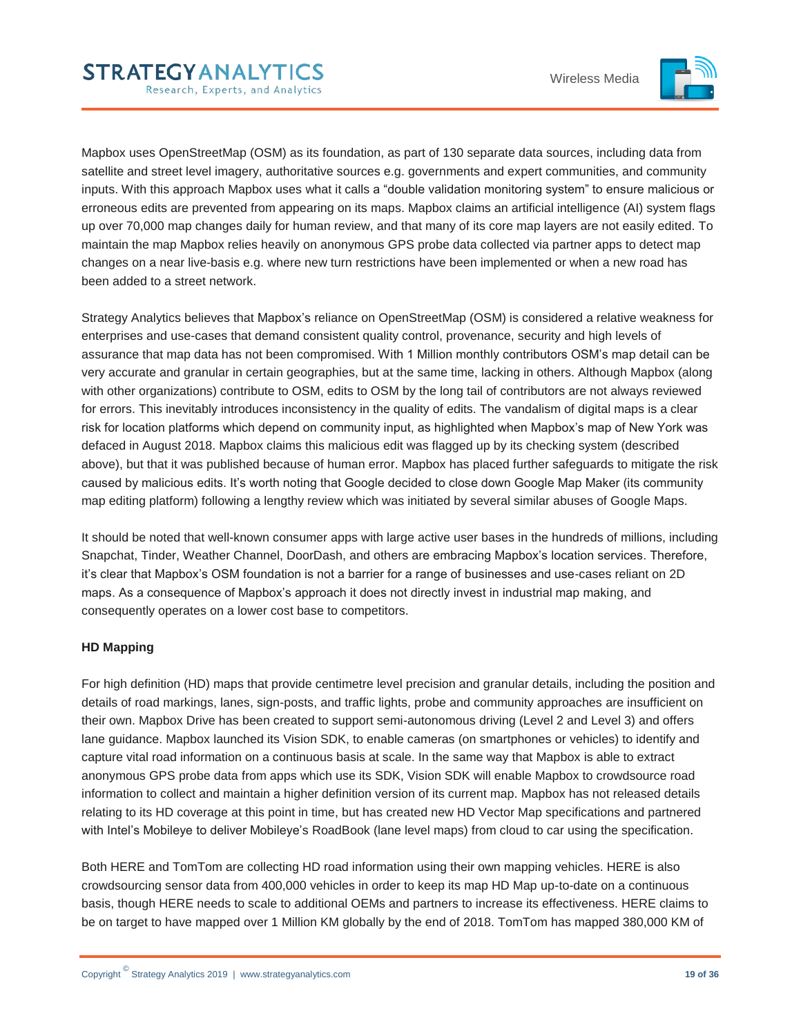Mapbox uses OpenStreetMap (OSM) as its foundation, as part of 130 separate data sources, including data from satellite and street level imagery, authoritative sources e.g. governments and expert communities, and community inputs. With this approach Mapbox uses what it calls a "double validation monitoring system" to ensure malicious or erroneous edits are prevented from appearing on its maps. Mapbox claims an artificial intelligence (AI) system flags up over 70,000 map changes daily for human review, and that many of its core map layers are not easily edited. To maintain the map Mapbox relies heavily on anonymous GPS probe data collected via partner apps to detect map changes on a near live-basis e.g. where new turn restrictions have been implemented or when a new road has been added to a street network.

Strategy Analytics believes that Mapbox's reliance on OpenStreetMap (OSM) is considered a relative weakness for enterprises and use-cases that demand consistent quality control, provenance, security and high levels of assurance that map data has not been compromised. With 1 Million monthly contributors OSM's map detail can be very accurate and granular in certain geographies, but at the same time, lacking in others. Although Mapbox (along with other organizations) contribute to OSM, edits to OSM by the long tail of contributors are not always reviewed for errors. This inevitably introduces inconsistency in the quality of edits. The vandalism of digital maps is a clear risk for location platforms which depend on community input, as highlighted when Mapbox's map of New York was defaced in August 2018. Mapbox claims this malicious edit was flagged up by its checking system (described above), but that it was published because of human error. Mapbox has placed further safeguards to mitigate the risk caused by malicious edits. It's worth noting that Google decided to close down Google Map Maker (its community map editing platform) following a lengthy review which was initiated by several similar abuses of Google Maps.

It should be noted that well-known consumer apps with large active user bases in the hundreds of millions, including Snapchat, Tinder, Weather Channel, DoorDash, and others are embracing Mapbox's location services. Therefore, it's clear that Mapbox's OSM foundation is not a barrier for a range of businesses and use-cases reliant on 2D maps. As a consequence of Mapbox's approach it does not directly invest in industrial map making, and consequently operates on a lower cost base to competitors.

**HD Mapping**

For high definition (HD) maps that provide centimetre level precision and granular details, including the position and details of road markings, lanes, sign-posts, and traffic lights, probe and community approaches are insufficient on their own. Mapbox Drive has been created to support semi-autonomous driving (Level 2 and Level 3) and offers lane guidance. Mapbox launched its Vision SDK, to enable cameras (on smartphones or vehicles) to identify and capture vital road information on a continuous basis at scale. In the same way that Mapbox is able to extract anonymous GPS probe data from apps which use its SDK, Vision SDK will enable Mapbox to crowdsource road information to collect and maintain a higher definition version of its current map. Mapbox has not released details relating to its HD coverage at this point in time, but has created new HD Vector Map specifications and partnered with Intel's Mobileye to deliver Mobileye's RoadBook (lane level maps) from cloud to car using the specification.

Both HERE and TomTom are collecting HD road information using their own mapping vehicles. HERE is also crowdsourcing sensor data from 400,000 vehicles in order to keep its map HD Map up-to-date on a continuous basis, though HERE needs to scale to additional OEMs and partners to increase its effectiveness. HERE claims to be on target to have mapped over 1 Million KM globally by the end of 2018. TomTom has mapped 380,000 KM of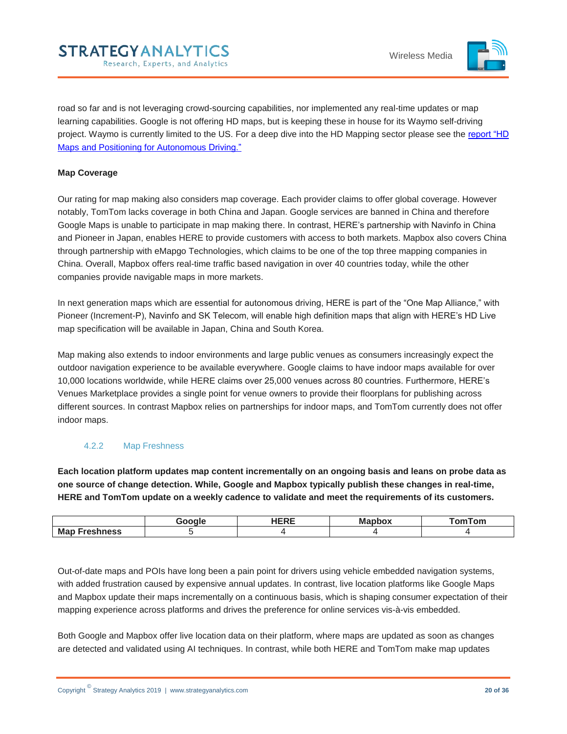road so far and is not leveraging crowd-sourcing capabilities, nor implemented any real-time updates or map learning capabilities. Google is not offering HD maps, but is keeping these in house for its Waymo self-driving project. Waymo is currently limited to the US. For a deep dive into the HD Mapping sector please see the report "HD Maps and Positioning for Autonomous Driving."

**Map Coverage**

Our rating for map making also considers map coverage. Each provider claims to offer global coverage. However notably, TomTom lacks coverage in both China and Japan. Google services are banned in China and therefore Google Maps is unable to participate in map making there. In contrast, HERE's partnership with Navinfo in China and Pioneer in Japan, enables HERE to provide customers with access to both markets. Mapbox also covers China through partnership with eMapgo Technologies, which claims to be one of the top three mapping companies in China. Overall, Mapbox offers real-time traffic based navigation in over 40 countries today, while the other companies provide navigable maps in more markets.

In next generation maps which are essential for autonomous driving, HERE is part of the "One Map Alliance," with Pioneer (Increment-P), Navinfo and SK Telecom, will enable high definition maps that align with HERE's HD Live map specification will be available in Japan, China and South Korea.

Map making also extends to indoor environments and large public venues as consumers increasingly expect the outdoor navigation experience to be available everywhere. Google claims to have indoor maps available for over 10,000 locations worldwide, while HERE claims over 25,000 venues across 80 countries. Furthermore, HERE's Venues Marketplace provides a single point for venue owners to provide their floorplans for publishing across different sources. In contrast Mapbox relies on partnerships for indoor maps, and TomTom currently does not offer indoor maps.

### 4.2.2 Map Freshness

**Each location platform updates map content incrementally on an ongoing basis and leans on probe data as one source of change detection. While, Google and Mapbox typically publish these changes in real-time, HERE and TomTom update on a weekly cadence to validate and meet the requirements of its customers.**

| | Google | HERE | Mapbox | TomTom |
|---|---|---|---|---|
| **Map Freshness** | 5 | 4 | 4 | 4 |

Out-of-date maps and POIs have long been a pain point for drivers using vehicle embedded navigation systems, with added frustration caused by expensive annual updates. In contrast, live location platforms like Google Maps and Mapbox update their maps incrementally on a continuous basis, which is shaping consumer expectation of their mapping experience across platforms and drives the preference for online services vis-à-vis embedded.

Both Google and Mapbox offer live location data on their platform, where maps are updated as soon as changes are detected and validated using AI techniques. In contrast, while both HERE and TomTom make map updates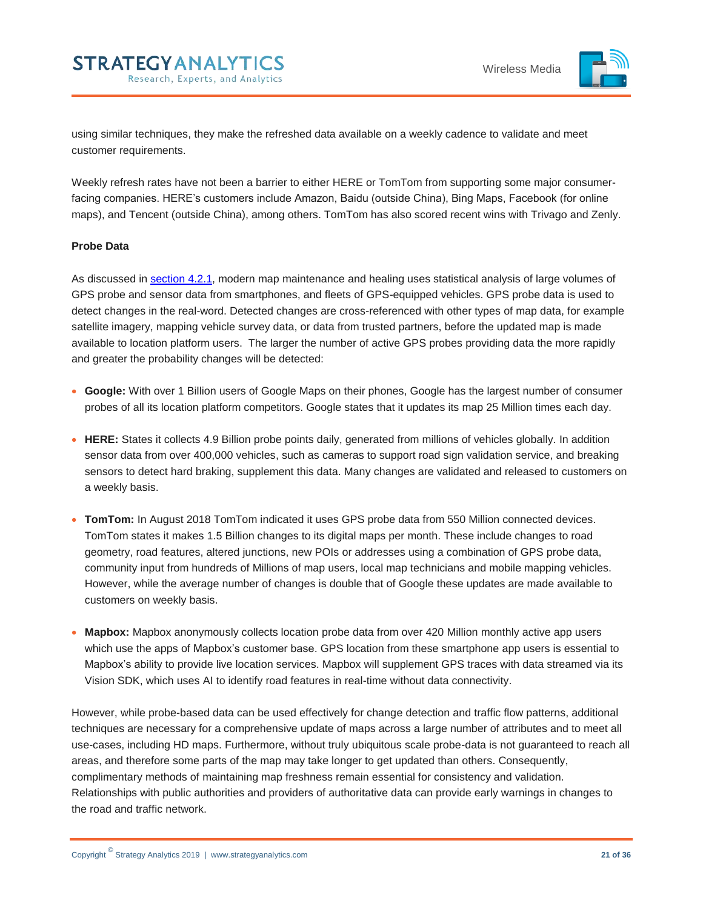using similar techniques, they make the refreshed data available on a weekly cadence to validate and meet customer requirements.

Weekly refresh rates have not been a barrier to either HERE or TomTom from supporting some major consumer-facing companies. HERE's customers include Amazon, Baidu (outside China), Bing Maps, Facebook (for online maps), and Tencent (outside China), among others. TomTom has also scored recent wins with Trivago and Zenly.

**Probe Data**

As discussed in section 4.2.1, modern map maintenance and healing uses statistical analysis of large volumes of GPS probe and sensor data from smartphones, and fleets of GPS-equipped vehicles. GPS probe data is used to detect changes in the real-word. Detected changes are cross-referenced with other types of map data, for example satellite imagery, mapping vehicle survey data, or data from trusted partners, before the updated map is made available to location platform users. The larger the number of active GPS probes providing data the more rapidly and greater the probability changes will be detected:

- **Google:** With over 1 Billion users of Google Maps on their phones, Google has the largest number of consumer probes of all its location platform competitors. Google states that it updates its map 25 Million times each day.
- **HERE:** States it collects 4.9 Billion probe points daily, generated from millions of vehicles globally. In addition sensor data from over 400,000 vehicles, such as cameras to support road sign validation service, and breaking sensors to detect hard braking, supplement this data. Many changes are validated and released to customers on a weekly basis.
- **TomTom:** In August 2018 TomTom indicated it uses GPS probe data from 550 Million connected devices. TomTom states it makes 1.5 Billion changes to its digital maps per month. These include changes to road geometry, road features, altered junctions, new POIs or addresses using a combination of GPS probe data, community input from hundreds of Millions of map users, local map technicians and mobile mapping vehicles. However, while the average number of changes is double that of Google these updates are made available to customers on weekly basis.
- **Mapbox:** Mapbox anonymously collects location probe data from over 420 Million monthly active app users which use the apps of Mapbox's customer base. GPS location from these smartphone app users is essential to Mapbox's ability to provide live location services. Mapbox will supplement GPS traces with data streamed via its Vision SDK, which uses AI to identify road features in real-time without data connectivity.

However, while probe-based data can be used effectively for change detection and traffic flow patterns, additional techniques are necessary for a comprehensive update of maps across a large number of attributes and to meet all use-cases, including HD maps. Furthermore, without truly ubiquitous scale probe-data is not guaranteed to reach all areas, and therefore some parts of the map may take longer to get updated than others. Consequently, complimentary methods of maintaining map freshness remain essential for consistency and validation. Relationships with public authorities and providers of authoritative data can provide early warnings in changes to the road and traffic network.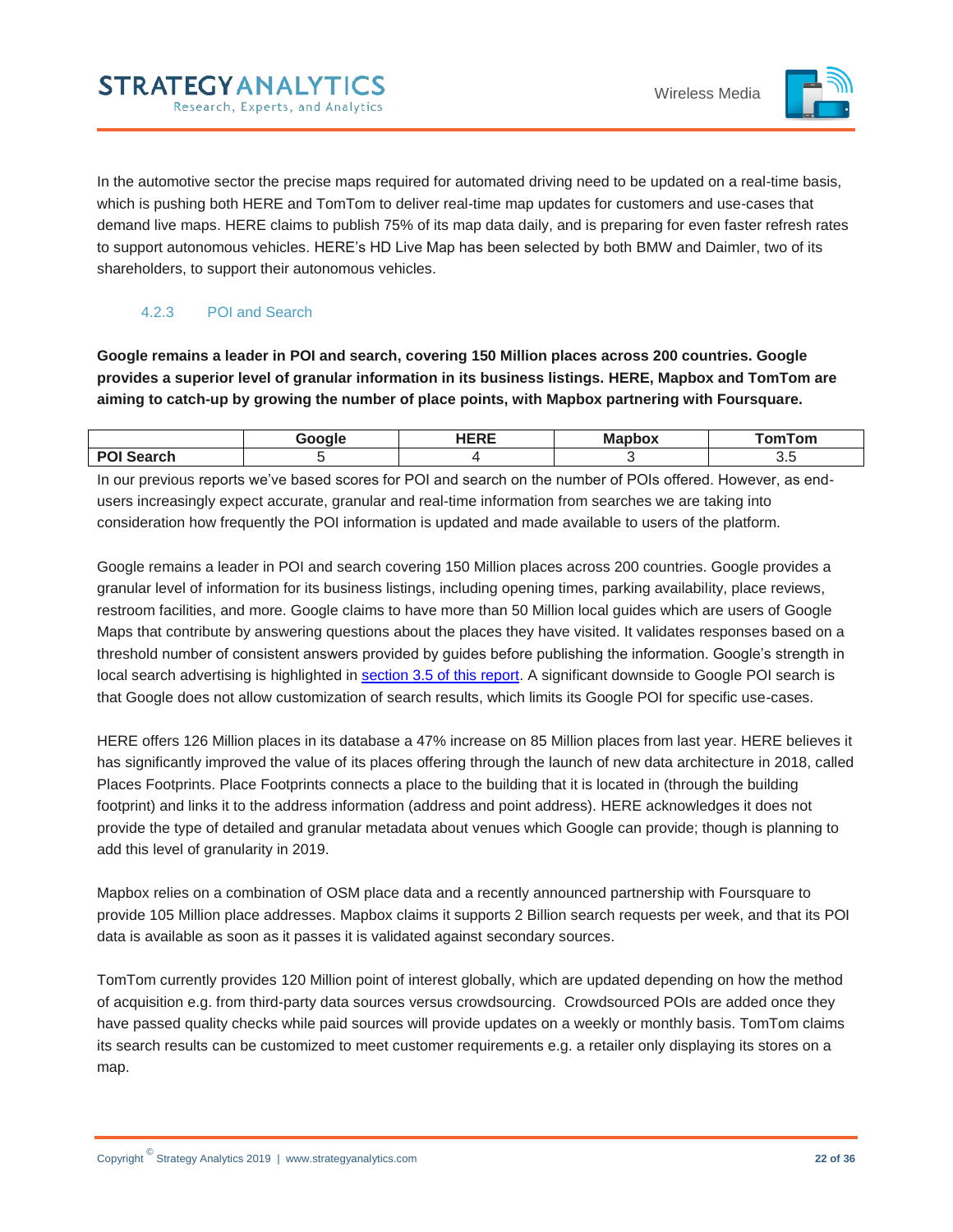In the automotive sector the precise maps required for automated driving need to be updated on a real-time basis, which is pushing both HERE and TomTom to deliver real-time map updates for customers and use-cases that demand live maps. HERE claims to publish 75% of its map data daily, and is preparing for even faster refresh rates to support autonomous vehicles. HERE's HD Live Map has been selected by both BMW and Daimler, two of its shareholders, to support their autonomous vehicles.

### 4.2.3 POI and Search

**Google remains a leader in POI and search, covering 150 Million places across 200 countries. Google provides a superior level of granular information in its business listings. HERE, Mapbox and TomTom are aiming to catch-up by growing the number of place points, with Mapbox partnering with Foursquare.**

| | Google | HERE | Mapbox | TomTom |
|---|---|---|---|---|
| **POI Search** | 5 | 4 | 3 | 3.5 |

In our previous reports we've based scores for POI and search on the number of POIs offered. However, as end-users increasingly expect accurate, granular and real-time information from searches we are taking into consideration how frequently the POI information is updated and made available to users of the platform.

Google remains a leader in POI and search covering 150 Million places across 200 countries. Google provides a granular level of information for its business listings, including opening times, parking availability, place reviews, restroom facilities, and more. Google claims to have more than 50 Million local guides which are users of Google Maps that contribute by answering questions about the places they have visited. It validates responses based on a threshold number of consistent answers provided by guides before publishing the information. Google's strength in local search advertising is highlighted in [section 3.5 of this report](). A significant downside to Google POI search is that Google does not allow customization of search results, which limits its Google POI for specific use-cases.

HERE offers 126 Million places in its database a 47% increase on 85 Million places from last year. HERE believes it has significantly improved the value of its places offering through the launch of new data architecture in 2018, called Places Footprints. Place Footprints connects a place to the building that it is located in (through the building footprint) and links it to the address information (address and point address). HERE acknowledges it does not provide the type of detailed and granular metadata about venues which Google can provide; though is planning to add this level of granularity in 2019.

Mapbox relies on a combination of OSM place data and a recently announced partnership with Foursquare to provide 105 Million place addresses. Mapbox claims it supports 2 Billion search requests per week, and that its POI data is available as soon as it passes it is validated against secondary sources.

TomTom currently provides 120 Million point of interest globally, which are updated depending on how the method of acquisition e.g. from third-party data sources versus crowdsourcing. Crowdsourced POIs are added once they have passed quality checks while paid sources will provide updates on a weekly or monthly basis. TomTom claims its search results can be customized to meet customer requirements e.g. a retailer only displaying its stores on a map.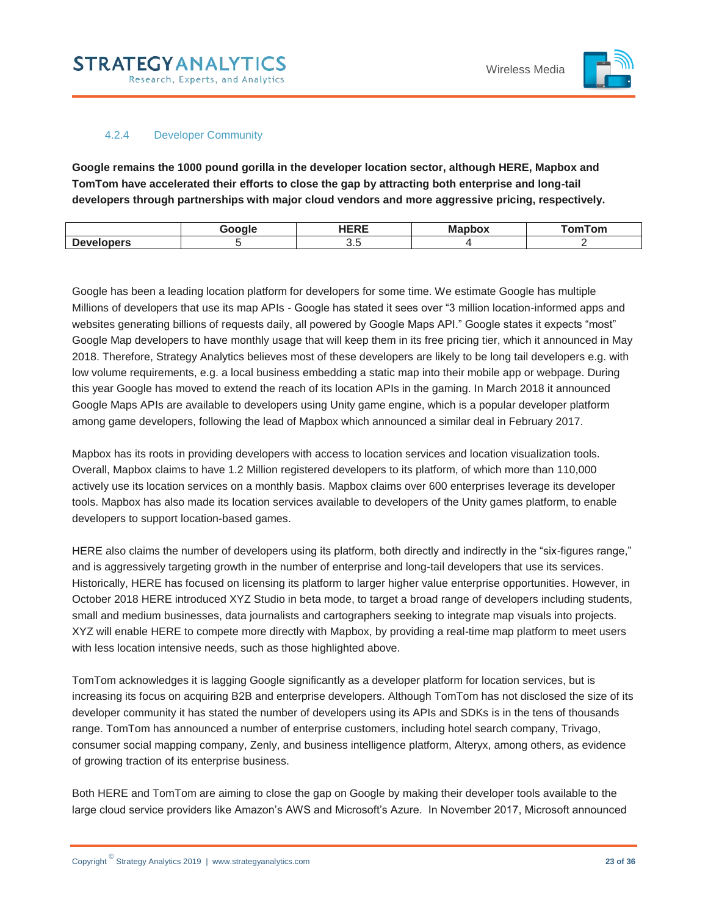### 4.2.4 Developer Community

**Google remains the 1000 pound gorilla in the developer location sector, although HERE, Mapbox and TomTom have accelerated their efforts to close the gap by attracting both enterprise and long-tail developers through partnerships with major cloud vendors and more aggressive pricing, respectively.**

| | Google | HERE | Mapbox | TomTom |
|---|---|---|---|---|
| **Developers** | 5 | 3.5 | 4 | 2 |

Google has been a leading location platform for developers for some time. We estimate Google has multiple Millions of developers that use its map APIs - Google has stated it sees over "3 million location-informed apps and websites generating billions of requests daily, all powered by Google Maps API." Google states it expects "most" Google Map developers to have monthly usage that will keep them in its free pricing tier, which it announced in May 2018. Therefore, Strategy Analytics believes most of these developers are likely to be long tail developers e.g. with low volume requirements, e.g. a local business embedding a static map into their mobile app or webpage. During this year Google has moved to extend the reach of its location APIs in the gaming. In March 2018 it announced Google Maps APIs are available to developers using Unity game engine, which is a popular developer platform among game developers, following the lead of Mapbox which announced a similar deal in February 2017.

Mapbox has its roots in providing developers with access to location services and location visualization tools. Overall, Mapbox claims to have 1.2 Million registered developers to its platform, of which more than 110,000 actively use its location services on a monthly basis. Mapbox claims over 600 enterprises leverage its developer tools. Mapbox has also made its location services available to developers of the Unity games platform, to enable developers to support location-based games.

HERE also claims the number of developers using its platform, both directly and indirectly in the "six-figures range," and is aggressively targeting growth in the number of enterprise and long-tail developers that use its services. Historically, HERE has focused on licensing its platform to larger higher value enterprise opportunities. However, in October 2018 HERE introduced XYZ Studio in beta mode, to target a broad range of developers including students, small and medium businesses, data journalists and cartographers seeking to integrate map visuals into projects. XYZ will enable HERE to compete more directly with Mapbox, by providing a real-time map platform to meet users with less location intensive needs, such as those highlighted above.

TomTom acknowledges it is lagging Google significantly as a developer platform for location services, but is increasing its focus on acquiring B2B and enterprise developers. Although TomTom has not disclosed the size of its developer community it has stated the number of developers using its APIs and SDKs is in the tens of thousands range. TomTom has announced a number of enterprise customers, including hotel search company, Trivago, consumer social mapping company, Zenly, and business intelligence platform, Alteryx, among others, as evidence of growing traction of its enterprise business.

Both HERE and TomTom are aiming to close the gap on Google by making their developer tools available to the large cloud service providers like Amazon's AWS and Microsoft's Azure. In November 2017, Microsoft announced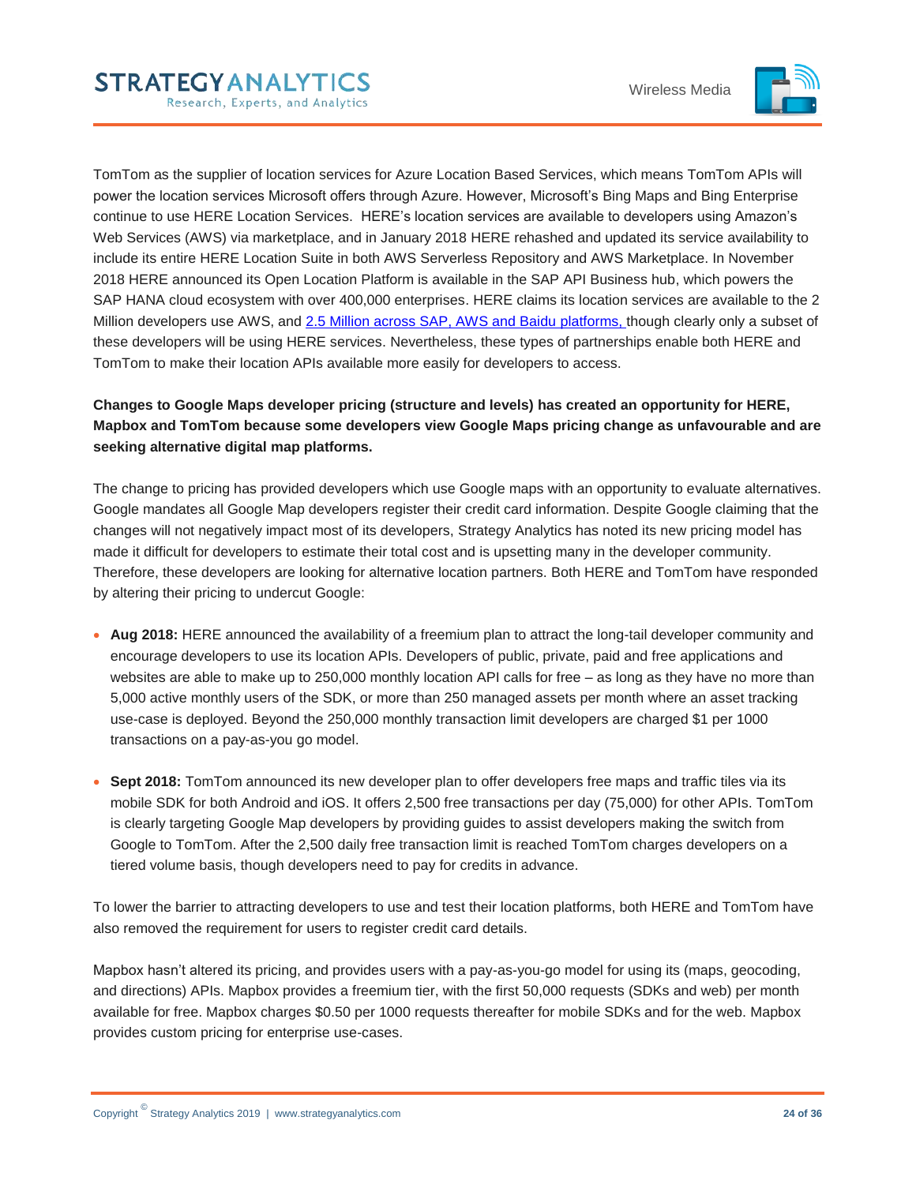TomTom as the supplier of location services for Azure Location Based Services, which means TomTom APIs will power the location services Microsoft offers through Azure. However, Microsoft's Bing Maps and Bing Enterprise continue to use HERE Location Services. HERE's location services are available to developers using Amazon's Web Services (AWS) via marketplace, and in January 2018 HERE rehashed and updated its service availability to include its entire HERE Location Suite in both AWS Serverless Repository and AWS Marketplace. In November 2018 HERE announced its Open Location Platform is available in the SAP API Business hub, which powers the SAP HANA cloud ecosystem with over 400,000 enterprises. HERE claims its location services are available to the 2 Million developers use AWS, and 2.5 Million across SAP, AWS and Baidu platforms, though clearly only a subset of these developers will be using HERE services. Nevertheless, these types of partnerships enable both HERE and TomTom to make their location APIs available more easily for developers to access.

**Changes to Google Maps developer pricing (structure and levels) has created an opportunity for HERE, Mapbox and TomTom because some developers view Google Maps pricing change as unfavourable and are seeking alternative digital map platforms.**

The change to pricing has provided developers which use Google maps with an opportunity to evaluate alternatives. Google mandates all Google Map developers register their credit card information. Despite Google claiming that the changes will not negatively impact most of its developers, Strategy Analytics has noted its new pricing model has made it difficult for developers to estimate their total cost and is upsetting many in the developer community. Therefore, these developers are looking for alternative location partners. Both HERE and TomTom have responded by altering their pricing to undercut Google:

- **Aug 2018:** HERE announced the availability of a freemium plan to attract the long-tail developer community and encourage developers to use its location APIs. Developers of public, private, paid and free applications and websites are able to make up to 250,000 monthly location API calls for free – as long as they have no more than 5,000 active monthly users of the SDK, or more than 250 managed assets per month where an asset tracking use-case is deployed. Beyond the 250,000 monthly transaction limit developers are charged $1 per 1000 transactions on a pay-as-you go model.

- **Sept 2018:** TomTom announced its new developer plan to offer developers free maps and traffic tiles via its mobile SDK for both Android and iOS. It offers 2,500 free transactions per day (75,000) for other APIs. TomTom is clearly targeting Google Map developers by providing guides to assist developers making the switch from Google to TomTom. After the 2,500 daily free transaction limit is reached TomTom charges developers on a tiered volume basis, though developers need to pay for credits in advance.

To lower the barrier to attracting developers to use and test their location platforms, both HERE and TomTom have also removed the requirement for users to register credit card details.

Mapbox hasn't altered its pricing, and provides users with a pay-as-you-go model for using its (maps, geocoding, and directions) APIs. Mapbox provides a freemium tier, with the first 50,000 requests (SDKs and web) per month available for free. Mapbox charges $0.50 per 1000 requests thereafter for mobile SDKs and for the web. Mapbox provides custom pricing for enterprise use-cases.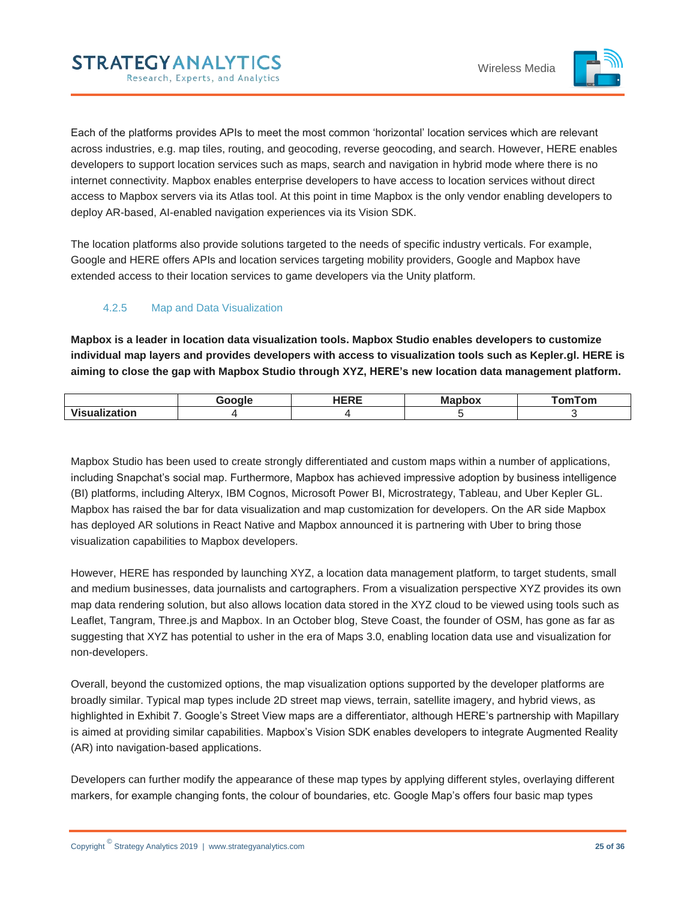Each of the platforms provides APIs to meet the most common 'horizontal' location services which are relevant across industries, e.g. map tiles, routing, and geocoding, reverse geocoding, and search. However, HERE enables developers to support location services such as maps, search and navigation in hybrid mode where there is no internet connectivity. Mapbox enables enterprise developers to have access to location services without direct access to Mapbox servers via its Atlas tool. At this point in time Mapbox is the only vendor enabling developers to deploy AR-based, AI-enabled navigation experiences via its Vision SDK.

The location platforms also provide solutions targeted to the needs of specific industry verticals. For example, Google and HERE offers APIs and location services targeting mobility providers, Google and Mapbox have extended access to their location services to game developers via the Unity platform.

### 4.2.5 Map and Data Visualization

**Mapbox is a leader in location data visualization tools. Mapbox Studio enables developers to customize individual map layers and provides developers with access to visualization tools such as Kepler.gl. HERE is aiming to close the gap with Mapbox Studio through XYZ, HERE's new location data management platform.**

| | Google | HERE | Mapbox | TomTom |
|---|---|---|---|---|
| **Visualization** | 4 | 4 | 5 | 3 |

Mapbox Studio has been used to create strongly differentiated and custom maps within a number of applications, including Snapchat's social map. Furthermore, Mapbox has achieved impressive adoption by business intelligence (BI) platforms, including Alteryx, IBM Cognos, Microsoft Power BI, Microstrategy, Tableau, and Uber Kepler GL. Mapbox has raised the bar for data visualization and map customization for developers. On the AR side Mapbox has deployed AR solutions in React Native and Mapbox announced it is partnering with Uber to bring those visualization capabilities to Mapbox developers.

However, HERE has responded by launching XYZ, a location data management platform, to target students, small and medium businesses, data journalists and cartographers. From a visualization perspective XYZ provides its own map data rendering solution, but also allows location data stored in the XYZ cloud to be viewed using tools such as Leaflet, Tangram, Three.js and Mapbox. In an October blog, Steve Coast, the founder of OSM, has gone as far as suggesting that XYZ has potential to usher in the era of Maps 3.0, enabling location data use and visualization for non-developers.

Overall, beyond the customized options, the map visualization options supported by the developer platforms are broadly similar. Typical map types include 2D street map views, terrain, satellite imagery, and hybrid views, as highlighted in Exhibit 7. Google's Street View maps are a differentiator, although HERE's partnership with Mapillary is aimed at providing similar capabilities. Mapbox's Vision SDK enables developers to integrate Augmented Reality (AR) into navigation-based applications.

Developers can further modify the appearance of these map types by applying different styles, overlaying different markers, for example changing fonts, the colour of boundaries, etc. Google Map's offers four basic map types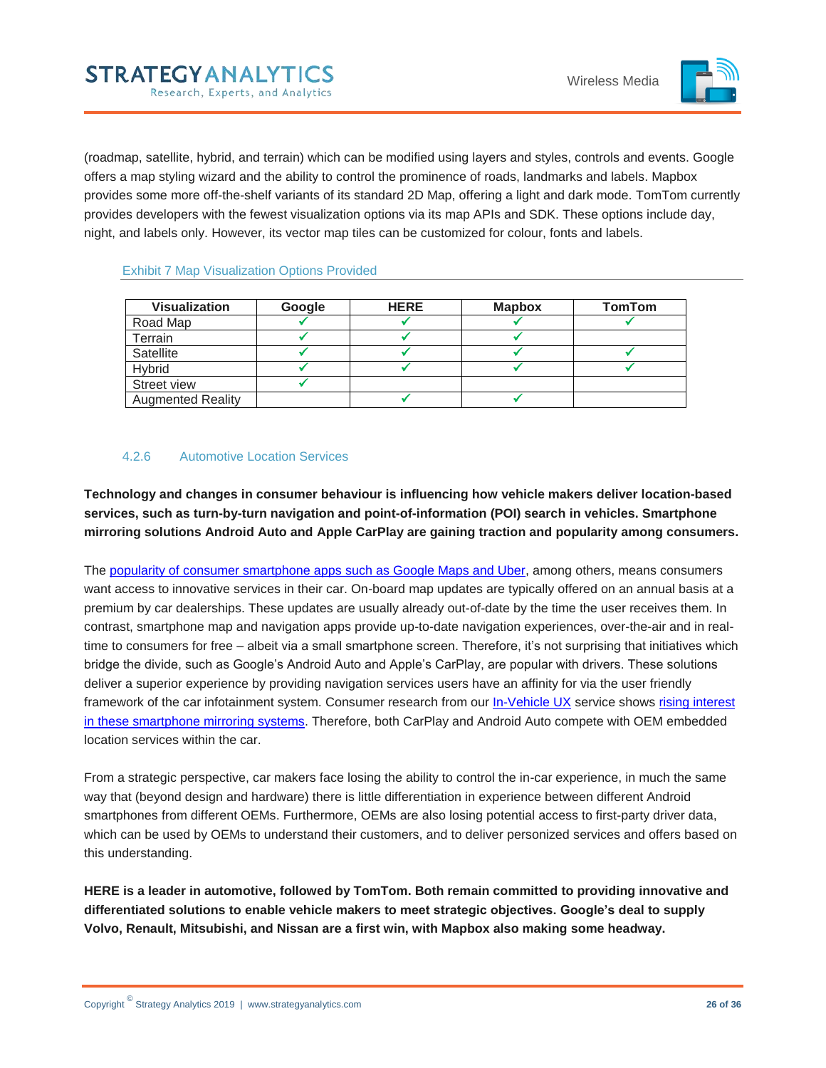(roadmap, satellite, hybrid, and terrain) which can be modified using layers and styles, controls and events. Google offers a map styling wizard and the ability to control the prominence of roads, landmarks and labels. Mapbox provides some more off-the-shelf variants of its standard 2D Map, offering a light and dark mode. TomTom currently provides developers with the fewest visualization options via its map APIs and SDK. These options include day, night, and labels only. However, its vector map tiles can be customized for colour, fonts and labels.

Exhibit 7 Map Visualization Options Provided

| Visualization | Google | HERE | Mapbox | TomTom |
|---|---|---|---|---|
| Road Map | ✔ | ✔ | ✔ | ✔ |
| Terrain | ✔ | ✔ | ✔ | |
| Satellite | ✔ | ✔ | ✔ | ✔ |
| Hybrid | ✔ | ✔ | ✔ | ✔ |
| Street view | ✔ | | | |
| Augmented Reality | | ✔ | ✔ | |

#### 4.2.6 Automotive Location Services

**Technology and changes in consumer behaviour is influencing how vehicle makers deliver location-based services, such as turn-by-turn navigation and point-of-information (POI) search in vehicles. Smartphone mirroring solutions Android Auto and Apple CarPlay are gaining traction and popularity among consumers.**

The popularity of consumer smartphone apps such as Google Maps and Uber, among others, means consumers want access to innovative services in their car. On-board map updates are typically offered on an annual basis at a premium by car dealerships. These updates are usually already out-of-date by the time the user receives them. In contrast, smartphone map and navigation apps provide up-to-date navigation experiences, over-the-air and in real-time to consumers for free – albeit via a small smartphone screen. Therefore, it's not surprising that initiatives which bridge the divide, such as Google's Android Auto and Apple's CarPlay, are popular with drivers. These solutions deliver a superior experience by providing navigation services users have an affinity for via the user friendly framework of the car infotainment system. Consumer research from our In-Vehicle UX service shows rising interest in these smartphone mirroring systems. Therefore, both CarPlay and Android Auto compete with OEM embedded location services within the car.

From a strategic perspective, car makers face losing the ability to control the in-car experience, in much the same way that (beyond design and hardware) there is little differentiation in experience between different Android smartphones from different OEMs. Furthermore, OEMs are also losing potential access to first-party driver data, which can be used by OEMs to understand their customers, and to deliver personized services and offers based on this understanding.

**HERE is a leader in automotive, followed by TomTom. Both remain committed to providing innovative and differentiated solutions to enable vehicle makers to meet strategic objectives. Google's deal to supply Volvo, Renault, Mitsubishi, and Nissan are a first win, with Mapbox also making some headway.**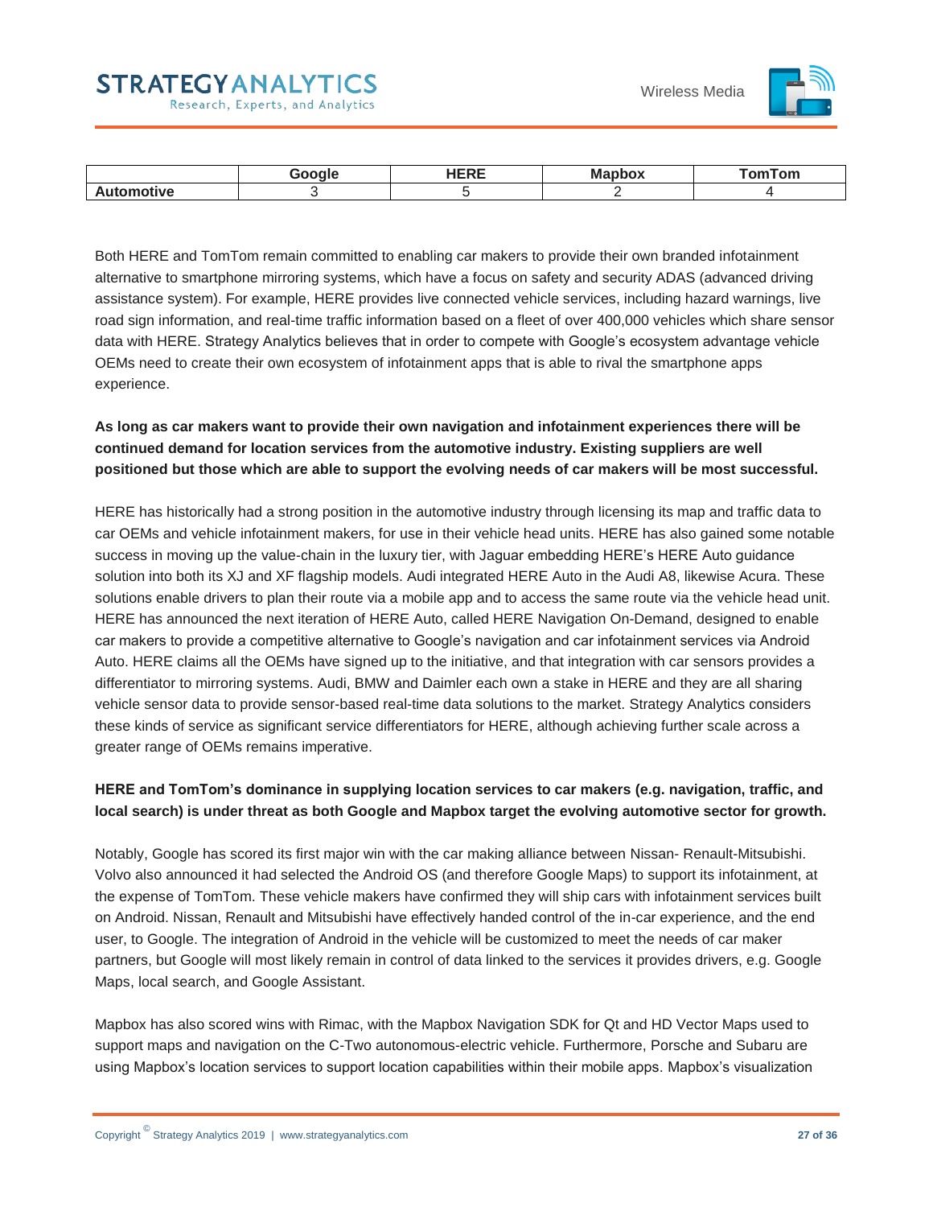| | Google | HERE | Mapbox | TomTom |
|---|---|---|---|---|
| **Automotive** | 3 | 5 | 2 | 4 |

Both HERE and TomTom remain committed to enabling car makers to provide their own branded infotainment alternative to smartphone mirroring systems, which have a focus on safety and security ADAS (advanced driving assistance system). For example, HERE provides live connected vehicle services, including hazard warnings, live road sign information, and real-time traffic information based on a fleet of over 400,000 vehicles which share sensor data with HERE. Strategy Analytics believes that in order to compete with Google's ecosystem advantage vehicle OEMs need to create their own ecosystem of infotainment apps that is able to rival the smartphone apps experience.

**As long as car makers want to provide their own navigation and infotainment experiences there will be continued demand for location services from the automotive industry. Existing suppliers are well positioned but those which are able to support the evolving needs of car makers will be most successful.**

HERE has historically had a strong position in the automotive industry through licensing its map and traffic data to car OEMs and vehicle infotainment makers, for use in their vehicle head units. HERE has also gained some notable success in moving up the value-chain in the luxury tier, with Jaguar embedding HERE's HERE Auto guidance solution into both its XJ and XF flagship models. Audi integrated HERE Auto in the Audi A8, likewise Acura. These solutions enable drivers to plan their route via a mobile app and to access the same route via the vehicle head unit. HERE has announced the next iteration of HERE Auto, called HERE Navigation On-Demand, designed to enable car makers to provide a competitive alternative to Google's navigation and car infotainment services via Android Auto. HERE claims all the OEMs have signed up to the initiative, and that integration with car sensors provides a differentiator to mirroring systems. Audi, BMW and Daimler each own a stake in HERE and they are all sharing vehicle sensor data to provide sensor-based real-time data solutions to the market. Strategy Analytics considers these kinds of service as significant service differentiators for HERE, although achieving further scale across a greater range of OEMs remains imperative.

**HERE and TomTom's dominance in supplying location services to car makers (e.g. navigation, traffic, and local search) is under threat as both Google and Mapbox target the evolving automotive sector for growth.**

Notably, Google has scored its first major win with the car making alliance between Nissan- Renault-Mitsubishi. Volvo also announced it had selected the Android OS (and therefore Google Maps) to support its infotainment, at the expense of TomTom. These vehicle makers have confirmed they will ship cars with infotainment services built on Android. Nissan, Renault and Mitsubishi have effectively handed control of the in-car experience, and the end user, to Google. The integration of Android in the vehicle will be customized to meet the needs of car maker partners, but Google will most likely remain in control of data linked to the services it provides drivers, e.g. Google Maps, local search, and Google Assistant.

Mapbox has also scored wins with Rimac, with the Mapbox Navigation SDK for Qt and HD Vector Maps used to support maps and navigation on the C-Two autonomous-electric vehicle. Furthermore, Porsche and Subaru are using Mapbox's location services to support location capabilities within their mobile apps. Mapbox's visualization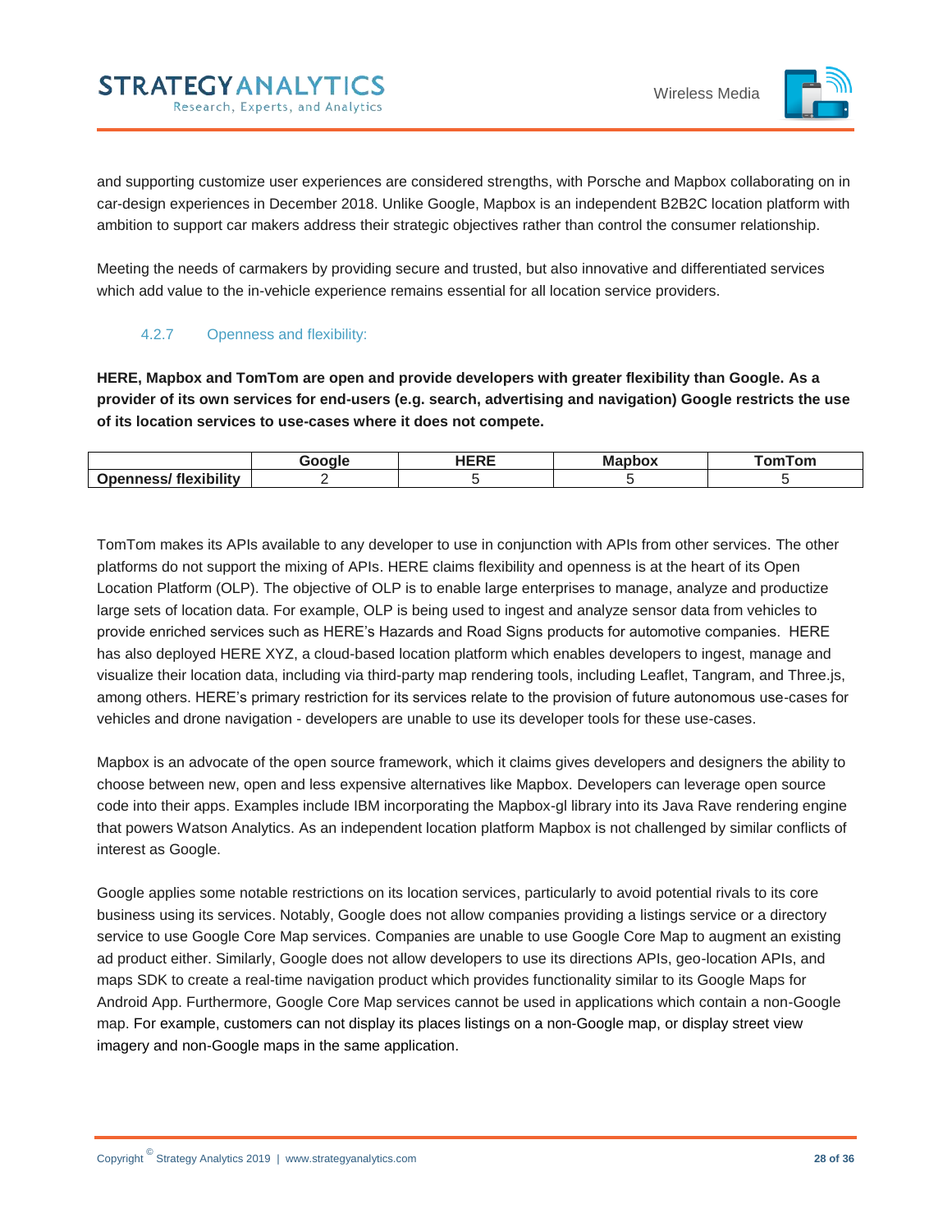and supporting customize user experiences are considered strengths, with Porsche and Mapbox collaborating on in car-design experiences in December 2018. Unlike Google, Mapbox is an independent B2B2C location platform with ambition to support car makers address their strategic objectives rather than control the consumer relationship.

Meeting the needs of carmakers by providing secure and trusted, but also innovative and differentiated services which add value to the in-vehicle experience remains essential for all location service providers.

### 4.2.7 Openness and flexibility:

**HERE, Mapbox and TomTom are open and provide developers with greater flexibility than Google. As a provider of its own services for end-users (e.g. search, advertising and navigation) Google restricts the use of its location services to use-cases where it does not compete.**

| | Google | HERE | Mapbox | TomTom |
|---|---|---|---|---|
| **Openness/ flexibility** | 2 | 5 | 5 | 5 |

TomTom makes its APIs available to any developer to use in conjunction with APIs from other services. The other platforms do not support the mixing of APIs. HERE claims flexibility and openness is at the heart of its Open Location Platform (OLP). The objective of OLP is to enable large enterprises to manage, analyze and productize large sets of location data. For example, OLP is being used to ingest and analyze sensor data from vehicles to provide enriched services such as HERE's Hazards and Road Signs products for automotive companies. HERE has also deployed HERE XYZ, a cloud-based location platform which enables developers to ingest, manage and visualize their location data, including via third-party map rendering tools, including Leaflet, Tangram, and Three.js, among others. HERE's primary restriction for its services relate to the provision of future autonomous use-cases for vehicles and drone navigation - developers are unable to use its developer tools for these use-cases.

Mapbox is an advocate of the open source framework, which it claims gives developers and designers the ability to choose between new, open and less expensive alternatives like Mapbox. Developers can leverage open source code into their apps. Examples include IBM incorporating the Mapbox-gl library into its Java Rave rendering engine that powers Watson Analytics. As an independent location platform Mapbox is not challenged by similar conflicts of interest as Google.

Google applies some notable restrictions on its location services, particularly to avoid potential rivals to its core business using its services. Notably, Google does not allow companies providing a listings service or a directory service to use Google Core Map services. Companies are unable to use Google Core Map to augment an existing ad product either. Similarly, Google does not allow developers to use its directions APIs, geo-location APIs, and maps SDK to create a real-time navigation product which provides functionality similar to its Google Maps for Android App. Furthermore, Google Core Map services cannot be used in applications which contain a non-Google map. For example, customers can not display its places listings on a non-Google map, or display street view imagery and non-Google maps in the same application.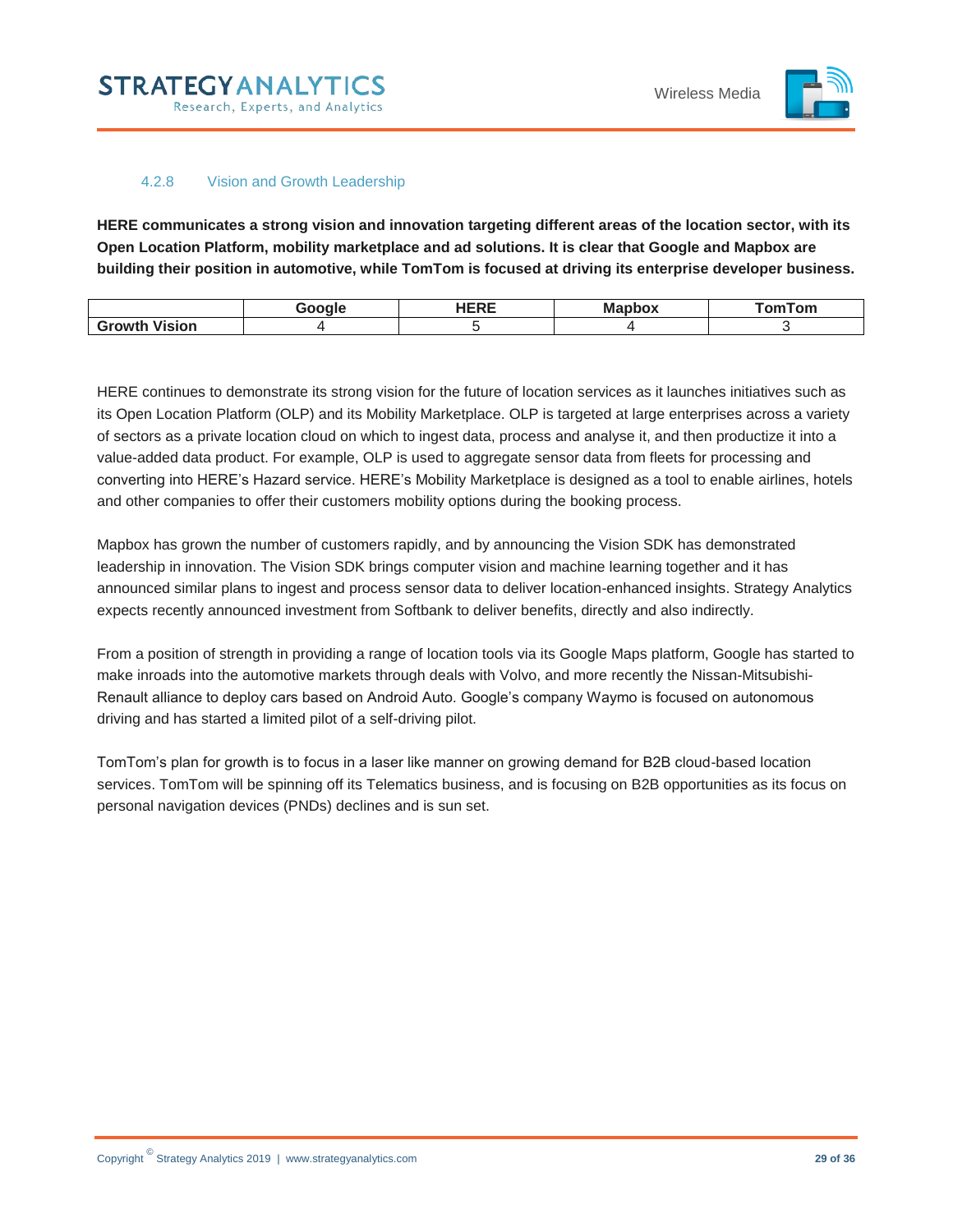#### 4.2.8 Vision and Growth Leadership

**HERE communicates a strong vision and innovation targeting different areas of the location sector, with its Open Location Platform, mobility marketplace and ad solutions. It is clear that Google and Mapbox are building their position in automotive, while TomTom is focused at driving its enterprise developer business.**

| | Google | HERE | Mapbox | TomTom |
|---|---|---|---|---|
| **Growth Vision** | 4 | 5 | 4 | 3 |

HERE continues to demonstrate its strong vision for the future of location services as it launches initiatives such as its Open Location Platform (OLP) and its Mobility Marketplace. OLP is targeted at large enterprises across a variety of sectors as a private location cloud on which to ingest data, process and analyse it, and then productize it into a value-added data product. For example, OLP is used to aggregate sensor data from fleets for processing and converting into HERE's Hazard service. HERE's Mobility Marketplace is designed as a tool to enable airlines, hotels and other companies to offer their customers mobility options during the booking process.

Mapbox has grown the number of customers rapidly, and by announcing the Vision SDK has demonstrated leadership in innovation. The Vision SDK brings computer vision and machine learning together and it has announced similar plans to ingest and process sensor data to deliver location-enhanced insights. Strategy Analytics expects recently announced investment from Softbank to deliver benefits, directly and also indirectly.

From a position of strength in providing a range of location tools via its Google Maps platform, Google has started to make inroads into the automotive markets through deals with Volvo, and more recently the Nissan-Mitsubishi-Renault alliance to deploy cars based on Android Auto. Google's company Waymo is focused on autonomous driving and has started a limited pilot of a self-driving pilot.

TomTom's plan for growth is to focus in a laser like manner on growing demand for B2B cloud-based location services. TomTom will be spinning off its Telematics business, and is focusing on B2B opportunities as its focus on personal navigation devices (PNDs) declines and is sun set.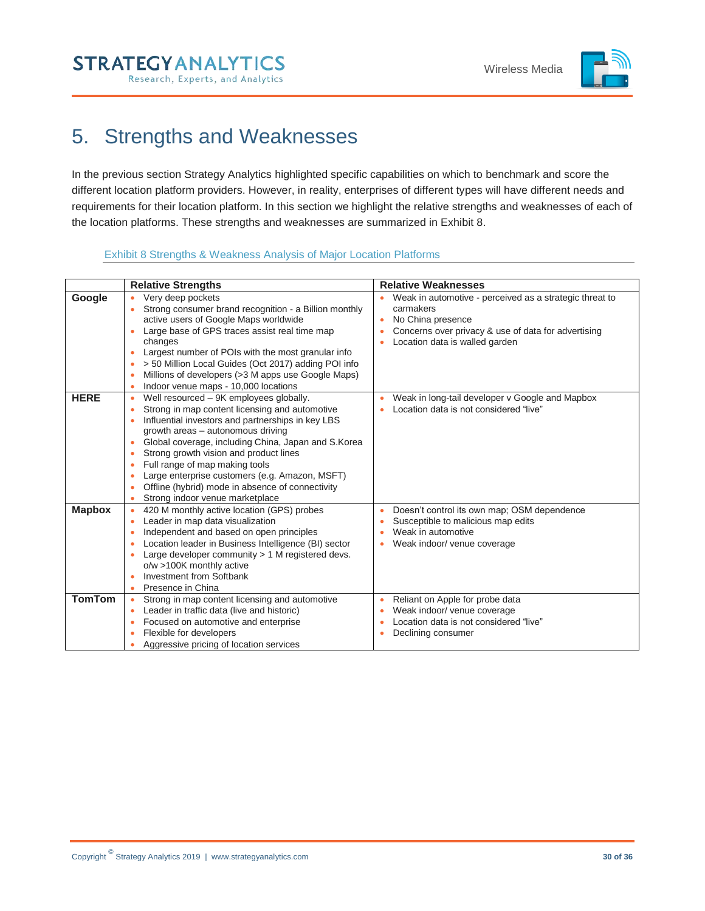# 5. Strengths and Weaknesses

In the previous section Strategy Analytics highlighted specific capabilities on which to benchmark and score the different location platform providers. However, in reality, enterprises of different types will have different needs and requirements for their location platform. In this section we highlight the relative strengths and weaknesses of each of the location platforms. These strengths and weaknesses are summarized in Exhibit 8.

Exhibit 8 Strengths & Weakness Analysis of Major Location Platforms

| | Relative Strengths | Relative Weaknesses |
|---|---|---|
| **Google** | • Very deep pockets<br>• Strong consumer brand recognition - a Billion monthly active users of Google Maps worldwide<br>• Large base of GPS traces assist real time map changes<br>• Largest number of POIs with the most granular info<br>• > 50 Million Local Guides (Oct 2017) adding POI info<br>• Millions of developers (>3 M apps use Google Maps)<br>• Indoor venue maps - 10,000 locations | • Weak in automotive - perceived as a strategic threat to carmakers<br>• No China presence<br>• Concerns over privacy & use of data for advertising<br>• Location data is walled garden |
| **HERE** | • Well resourced – 9K employees globally.<br>• Strong in map content licensing and automotive<br>• Influential investors and partnerships in key LBS growth areas – autonomous driving<br>• Global coverage, including China, Japan and S.Korea<br>• Strong growth vision and product lines<br>• Full range of map making tools<br>• Large enterprise customers (e.g. Amazon, MSFT)<br>• Offline (hybrid) mode in absence of connectivity<br>• Strong indoor venue marketplace | • Weak in long-tail developer v Google and Mapbox<br>• Location data is not considered "live" |
| **Mapbox** | • 420 M monthly active location (GPS) probes<br>• Leader in map data visualization<br>• Independent and based on open principles<br>• Location leader in Business Intelligence (BI) sector<br>• Large developer community > 1 M registered devs. o/w >100K monthly active<br>• Investment from Softbank<br>• Presence in China | • Doesn't control its own map; OSM dependence<br>• Susceptible to malicious map edits<br>• Weak in automotive<br>• Weak indoor/ venue coverage |
| **TomTom** | • Strong in map content licensing and automotive<br>• Leader in traffic data (live and historic)<br>• Focused on automotive and enterprise<br>• Flexible for developers<br>• Aggressive pricing of location services | • Reliant on Apple for probe data<br>• Weak indoor/ venue coverage<br>• Location data is not considered "live"<br>• Declining consumer |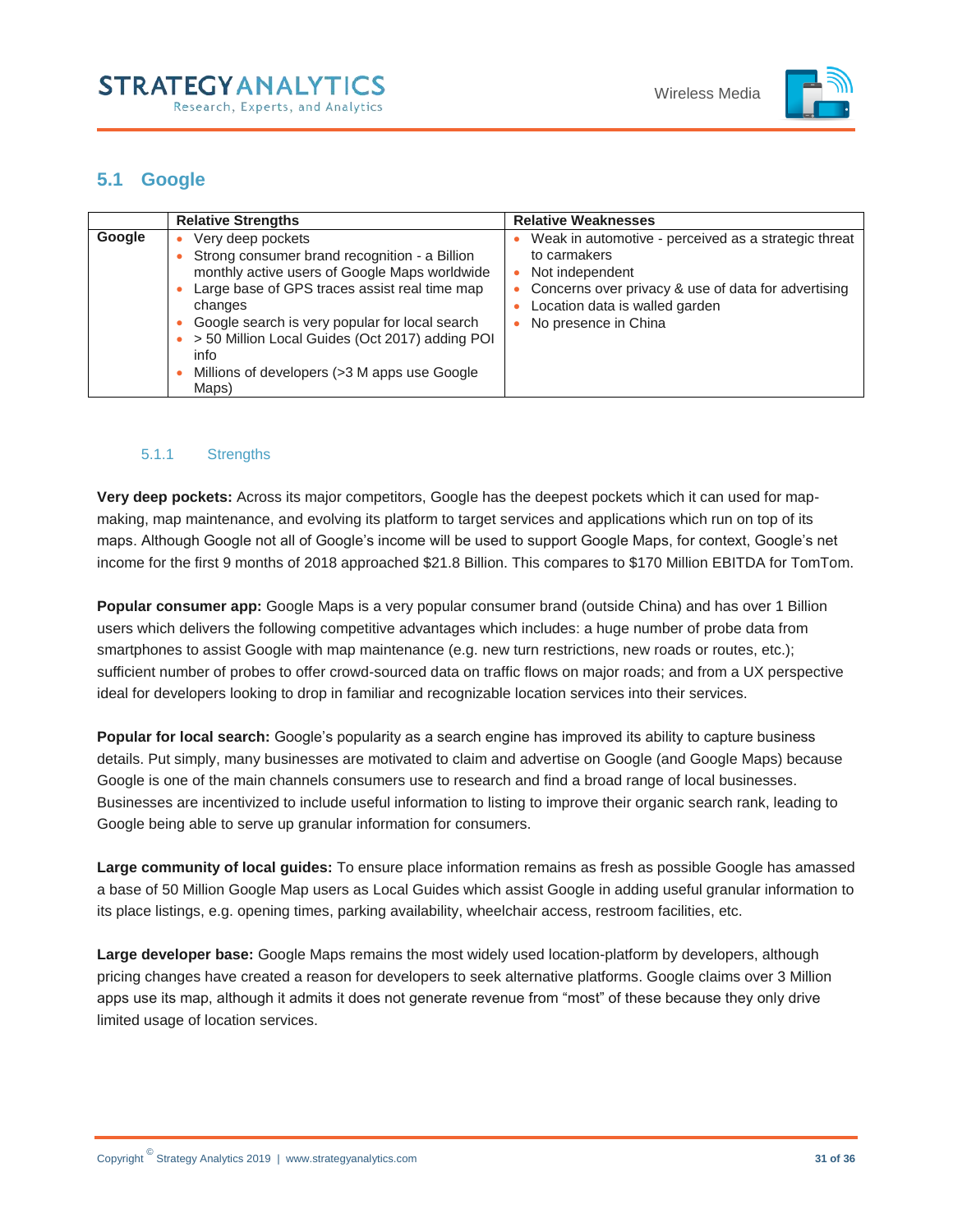## 5.1 Google

| | Relative Strengths | Relative Weaknesses |
|---|---|---|
| **Google** | • Very deep pockets<br>• Strong consumer brand recognition - a Billion monthly active users of Google Maps worldwide<br>• Large base of GPS traces assist real time map changes<br>• Google search is very popular for local search<br>• > 50 Million Local Guides (Oct 2017) adding POI info<br>• Millions of developers (>3 M apps use Google Maps) | • Weak in automotive - perceived as a strategic threat to carmakers<br>• Not independent<br>• Concerns over privacy & use of data for advertising<br>• Location data is walled garden<br>• No presence in China |

### 5.1.1 Strengths

**Very deep pockets:** Across its major competitors, Google has the deepest pockets which it can used for map-making, map maintenance, and evolving its platform to target services and applications which run on top of its maps. Although Google not all of Google's income will be used to support Google Maps, for context, Google's net income for the first 9 months of 2018 approached $21.8 Billion. This compares to $170 Million EBITDA for TomTom.

**Popular consumer app:** Google Maps is a very popular consumer brand (outside China) and has over 1 Billion users which delivers the following competitive advantages which includes: a huge number of probe data from smartphones to assist Google with map maintenance (e.g. new turn restrictions, new roads or routes, etc.); sufficient number of probes to offer crowd-sourced data on traffic flows on major roads; and from a UX perspective ideal for developers looking to drop in familiar and recognizable location services into their services.

**Popular for local search:** Google's popularity as a search engine has improved its ability to capture business details. Put simply, many businesses are motivated to claim and advertise on Google (and Google Maps) because Google is one of the main channels consumers use to research and find a broad range of local businesses. Businesses are incentivized to include useful information to listing to improve their organic search rank, leading to Google being able to serve up granular information for consumers.

**Large community of local guides:** To ensure place information remains as fresh as possible Google has amassed a base of 50 Million Google Map users as Local Guides which assist Google in adding useful granular information to its place listings, e.g. opening times, parking availability, wheelchair access, restroom facilities, etc.

**Large developer base:** Google Maps remains the most widely used location-platform by developers, although pricing changes have created a reason for developers to seek alternative platforms. Google claims over 3 Million apps use its map, although it admits it does not generate revenue from "most" of these because they only drive limited usage of location services.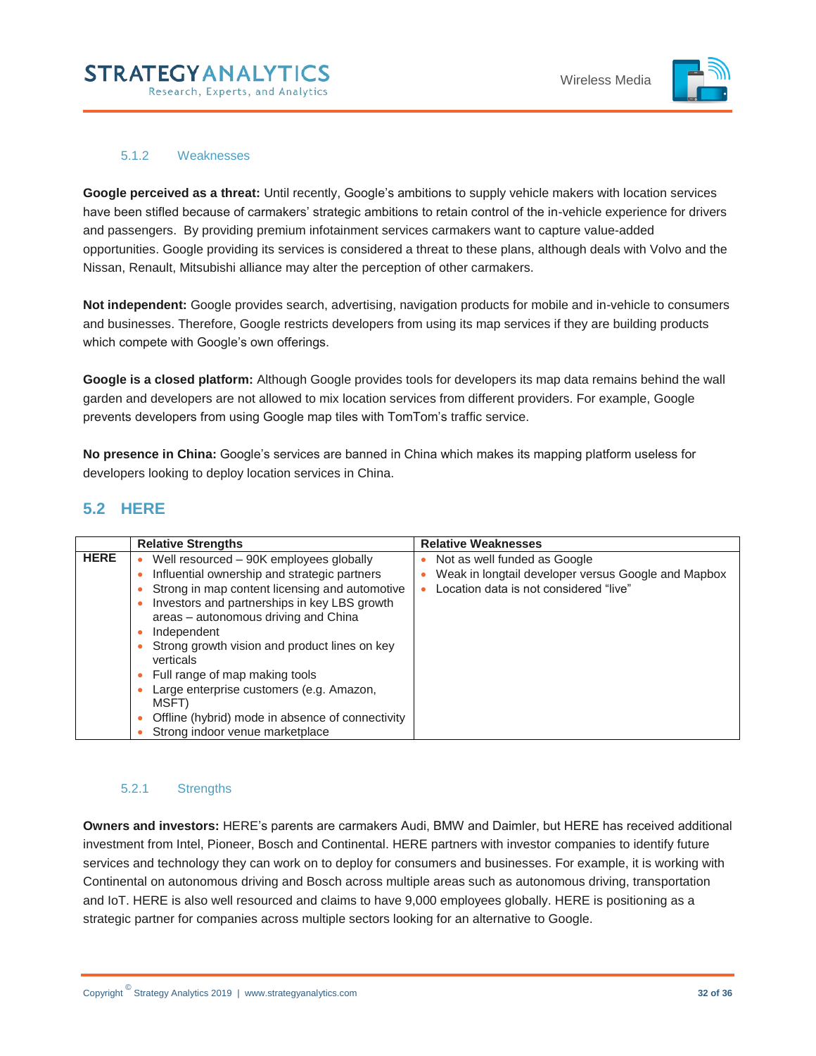#### 5.1.2 Weaknesses

**Google perceived as a threat:** Until recently, Google's ambitions to supply vehicle makers with location services have been stifled because of carmakers' strategic ambitions to retain control of the in-vehicle experience for drivers and passengers. By providing premium infotainment services carmakers want to capture value-added opportunities. Google providing its services is considered a threat to these plans, although deals with Volvo and the Nissan, Renault, Mitsubishi alliance may alter the perception of other carmakers.

**Not independent:** Google provides search, advertising, navigation products for mobile and in-vehicle to consumers and businesses. Therefore, Google restricts developers from using its map services if they are building products which compete with Google's own offerings.

**Google is a closed platform:** Although Google provides tools for developers its map data remains behind the wall garden and developers are not allowed to mix location services from different providers. For example, Google prevents developers from using Google map tiles with TomTom's traffic service.

**No presence in China:** Google's services are banned in China which makes its mapping platform useless for developers looking to deploy location services in China.

## 5.2 HERE

| | Relative Strengths | Relative Weaknesses |
|---|---|---|
| **HERE** | • Well resourced – 90K employees globally<br>• Influential ownership and strategic partners<br>• Strong in map content licensing and automotive<br>• Investors and partnerships in key LBS growth areas – autonomous driving and China<br>• Independent<br>• Strong growth vision and product lines on key verticals<br>• Full range of map making tools<br>• Large enterprise customers (e.g. Amazon, MSFT)<br>• Offline (hybrid) mode in absence of connectivity<br>• Strong indoor venue marketplace | • Not as well funded as Google<br>• Weak in longtail developer versus Google and Mapbox<br>• Location data is not considered "live" |

#### 5.2.1 Strengths

**Owners and investors:** HERE's parents are carmakers Audi, BMW and Daimler, but HERE has received additional investment from Intel, Pioneer, Bosch and Continental. HERE partners with investor companies to identify future services and technology they can work on to deploy for consumers and businesses. For example, it is working with Continental on autonomous driving and Bosch across multiple areas such as autonomous driving, transportation and IoT. HERE is also well resourced and claims to have 9,000 employees globally. HERE is positioning as a strategic partner for companies across multiple sectors looking for an alternative to Google.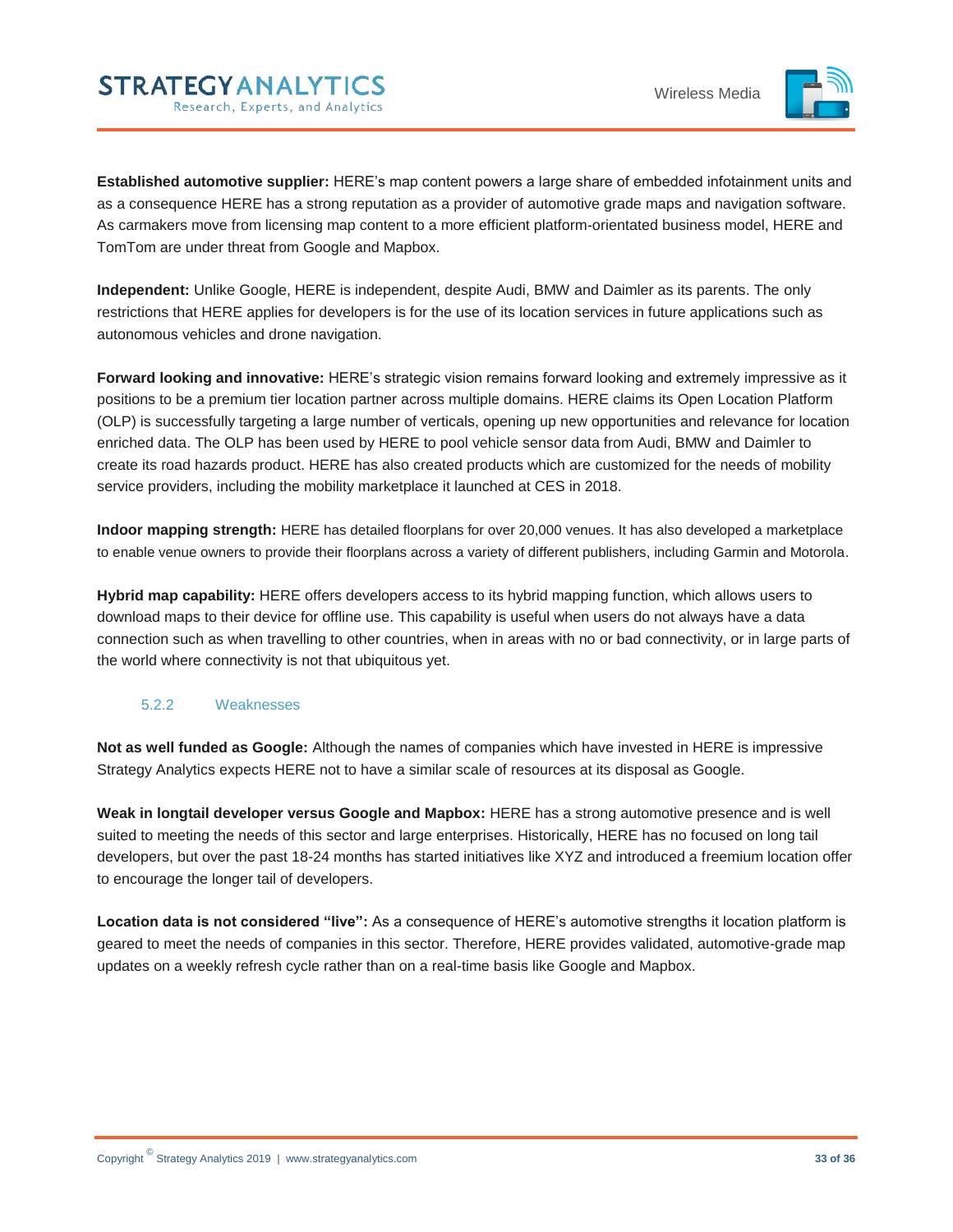**Established automotive supplier:** HERE's map content powers a large share of embedded infotainment units and as a consequence HERE has a strong reputation as a provider of automotive grade maps and navigation software. As carmakers move from licensing map content to a more efficient platform-orientated business model, HERE and TomTom are under threat from Google and Mapbox.

**Independent:** Unlike Google, HERE is independent, despite Audi, BMW and Daimler as its parents. The only restrictions that HERE applies for developers is for the use of its location services in future applications such as autonomous vehicles and drone navigation.

**Forward looking and innovative:** HERE's strategic vision remains forward looking and extremely impressive as it positions to be a premium tier location partner across multiple domains. HERE claims its Open Location Platform (OLP) is successfully targeting a large number of verticals, opening up new opportunities and relevance for location enriched data. The OLP has been used by HERE to pool vehicle sensor data from Audi, BMW and Daimler to create its road hazards product. HERE has also created products which are customized for the needs of mobility service providers, including the mobility marketplace it launched at CES in 2018.

**Indoor mapping strength:** HERE has detailed floorplans for over 20,000 venues. It has also developed a marketplace to enable venue owners to provide their floorplans across a variety of different publishers, including Garmin and Motorola.

**Hybrid map capability:** HERE offers developers access to its hybrid mapping function, which allows users to download maps to their device for offline use. This capability is useful when users do not always have a data connection such as when travelling to other countries, when in areas with no or bad connectivity, or in large parts of the world where connectivity is not that ubiquitous yet.

### 5.2.2 Weaknesses

**Not as well funded as Google:** Although the names of companies which have invested in HERE is impressive Strategy Analytics expects HERE not to have a similar scale of resources at its disposal as Google.

**Weak in longtail developer versus Google and Mapbox:** HERE has a strong automotive presence and is well suited to meeting the needs of this sector and large enterprises. Historically, HERE has no focused on long tail developers, but over the past 18-24 months has started initiatives like XYZ and introduced a freemium location offer to encourage the longer tail of developers.

**Location data is not considered "live":** As a consequence of HERE's automotive strengths it location platform is geared to meet the needs of companies in this sector. Therefore, HERE provides validated, automotive-grade map updates on a weekly refresh cycle rather than on a real-time basis like Google and Mapbox.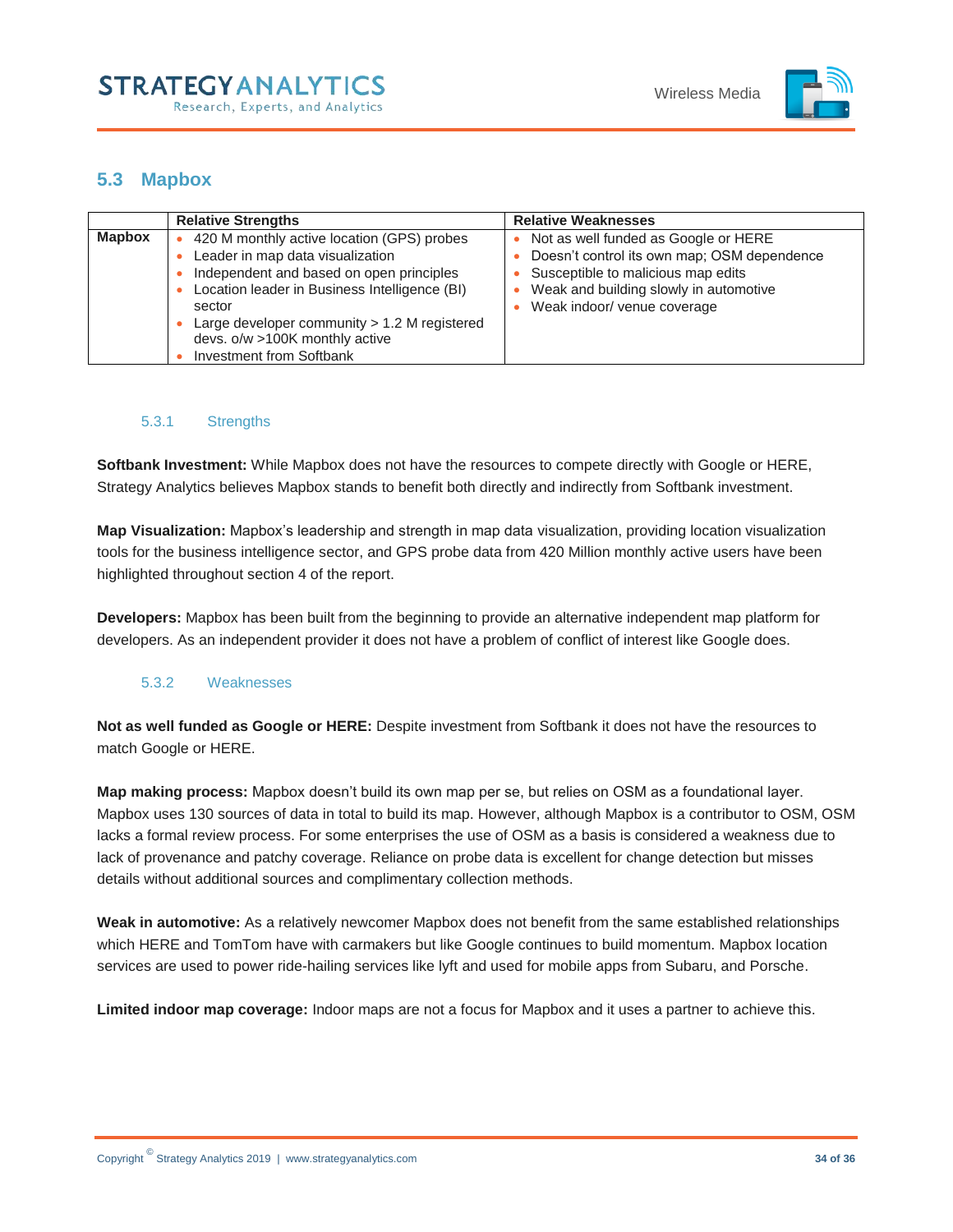## 5.3 Mapbox

| | Relative Strengths | Relative Weaknesses |
|---|---|---|
| **Mapbox** | • 420 M monthly active location (GPS) probes<br>• Leader in map data visualization<br>• Independent and based on open principles<br>• Location leader in Business Intelligence (BI) sector<br>• Large developer community > 1.2 M registered devs. o/w >100K monthly active<br>• Investment from Softbank | • Not as well funded as Google or HERE<br>• Doesn't control its own map; OSM dependence<br>• Susceptible to malicious map edits<br>• Weak and building slowly in automotive<br>• Weak indoor/ venue coverage |

### 5.3.1 Strengths

**Softbank Investment:** While Mapbox does not have the resources to compete directly with Google or HERE, Strategy Analytics believes Mapbox stands to benefit both directly and indirectly from Softbank investment.

**Map Visualization:** Mapbox's leadership and strength in map data visualization, providing location visualization tools for the business intelligence sector, and GPS probe data from 420 Million monthly active users have been highlighted throughout section 4 of the report.

**Developers:** Mapbox has been built from the beginning to provide an alternative independent map platform for developers. As an independent provider it does not have a problem of conflict of interest like Google does.

### 5.3.2 Weaknesses

**Not as well funded as Google or HERE:** Despite investment from Softbank it does not have the resources to match Google or HERE.

**Map making process:** Mapbox doesn't build its own map per se, but relies on OSM as a foundational layer. Mapbox uses 130 sources of data in total to build its map. However, although Mapbox is a contributor to OSM, OSM lacks a formal review process. For some enterprises the use of OSM as a basis is considered a weakness due to lack of provenance and patchy coverage. Reliance on probe data is excellent for change detection but misses details without additional sources and complimentary collection methods.

**Weak in automotive:** As a relatively newcomer Mapbox does not benefit from the same established relationships which HERE and TomTom have with carmakers but like Google continues to build momentum. Mapbox location services are used to power ride-hailing services like lyft and used for mobile apps from Subaru, and Porsche.

**Limited indoor map coverage:** Indoor maps are not a focus for Mapbox and it uses a partner to achieve this.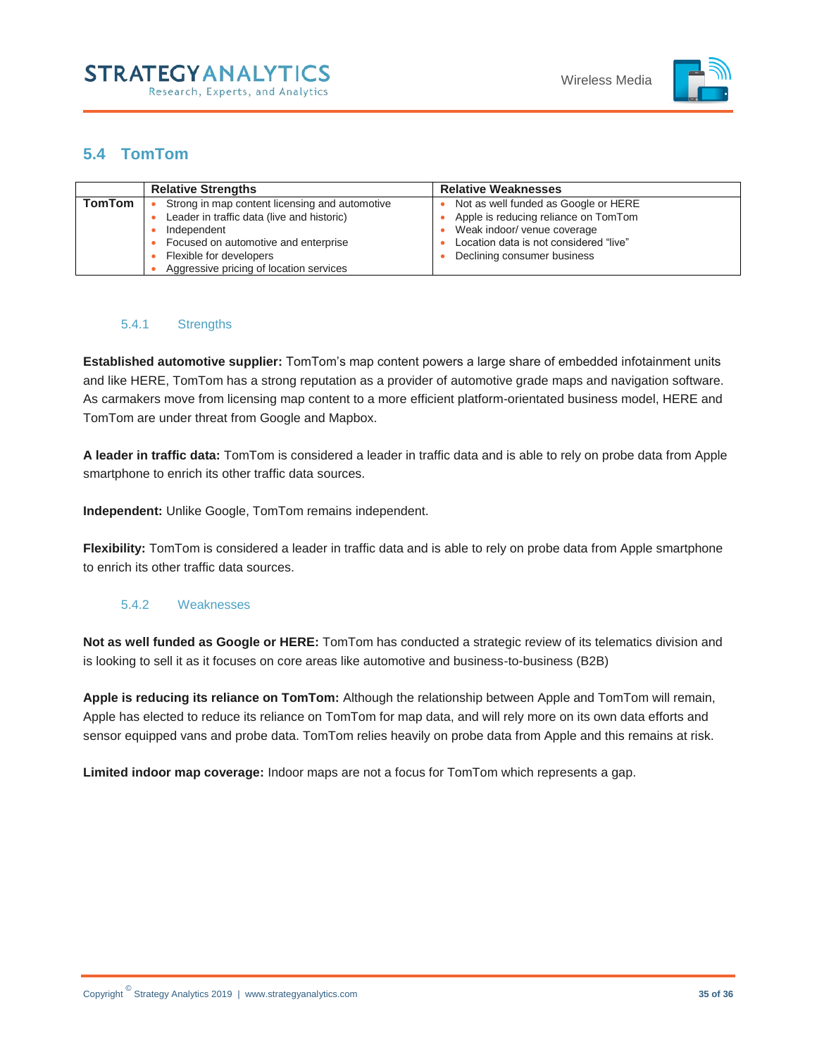## 5.4 TomTom

| | Relative Strengths | Relative Weaknesses |
|---|---|---|
| **TomTom** | • Strong in map content licensing and automotive<br>• Leader in traffic data (live and historic)<br>• Independent<br>• Focused on automotive and enterprise<br>• Flexible for developers<br>• Aggressive pricing of location services | • Not as well funded as Google or HERE<br>• Apple is reducing reliance on TomTom<br>• Weak indoor/ venue coverage<br>• Location data is not considered "live"<br>• Declining consumer business |

### 5.4.1 Strengths

**Established automotive supplier:** TomTom's map content powers a large share of embedded infotainment units and like HERE, TomTom has a strong reputation as a provider of automotive grade maps and navigation software. As carmakers move from licensing map content to a more efficient platform-orientated business model, HERE and TomTom are under threat from Google and Mapbox.

**A leader in traffic data:** TomTom is considered a leader in traffic data and is able to rely on probe data from Apple smartphone to enrich its other traffic data sources.

**Independent:** Unlike Google, TomTom remains independent.

**Flexibility:** TomTom is considered a leader in traffic data and is able to rely on probe data from Apple smartphone to enrich its other traffic data sources.

### 5.4.2 Weaknesses

**Not as well funded as Google or HERE:** TomTom has conducted a strategic review of its telematics division and is looking to sell it as it focuses on core areas like automotive and business-to-business (B2B)

**Apple is reducing its reliance on TomTom:** Although the relationship between Apple and TomTom will remain, Apple has elected to reduce its reliance on TomTom for map data, and will rely more on its own data efforts and sensor equipped vans and probe data. TomTom relies heavily on probe data from Apple and this remains at risk.

**Limited indoor map coverage:** Indoor maps are not a focus for TomTom which represents a gap.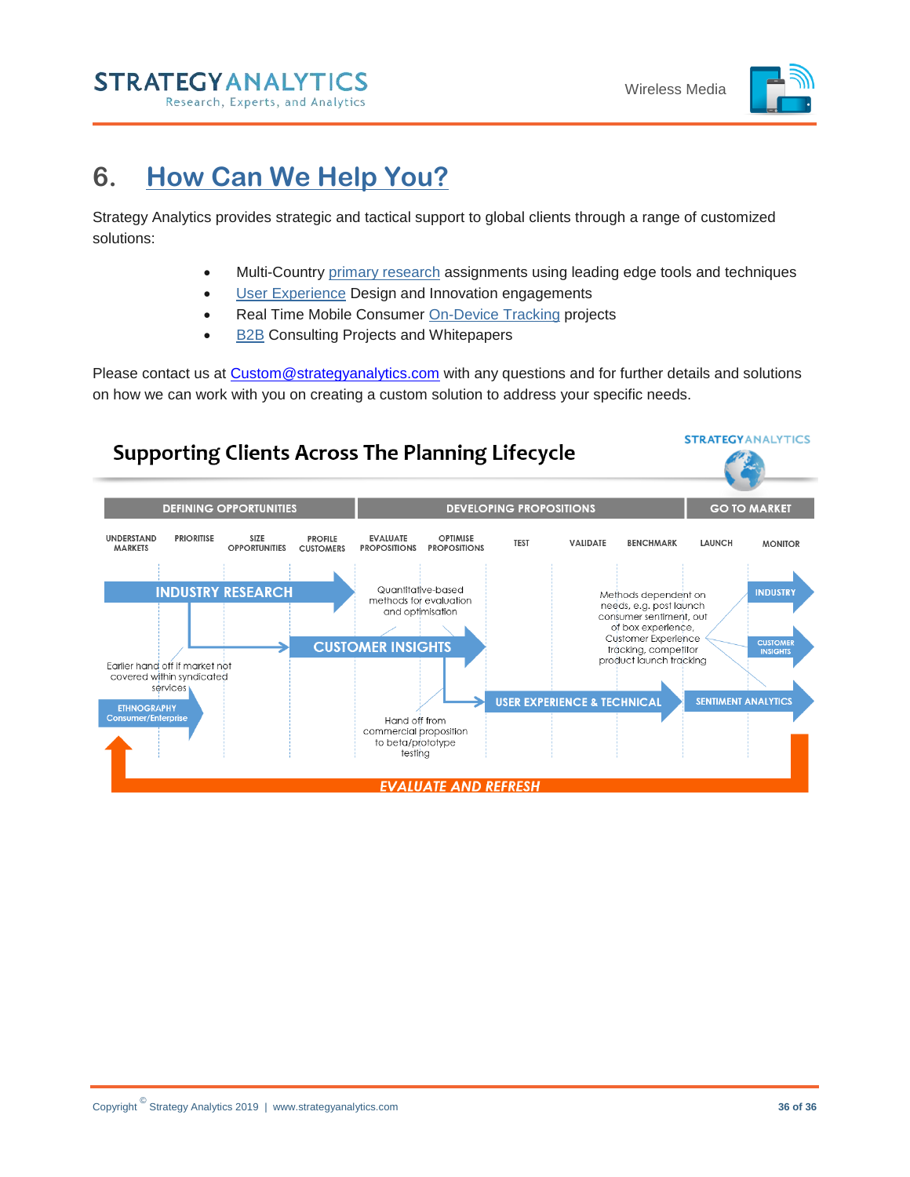# 6. How Can We Help You?

Strategy Analytics provides strategic and tactical support to global clients through a range of customized solutions:

- Multi-Country primary research assignments using leading edge tools and techniques
- User Experience Design and Innovation engagements
- Real Time Mobile Consumer On-Device Tracking projects
- B2B Consulting Projects and Whitepapers

Please contact us at Custom@strategyanalytics.com with any questions and for further details and solutions on how we can work with you on creating a custom solution to address your specific needs.

## Supporting Clients Across The Planning Lifecycle

STRATEGY ANALYTICS

DEFINING OPPORTUNITIES | DEVELOPING PROPOSITIONS | GO TO MARKET

UNDERSTAND MARKETS, PRIORITISE, SIZE OPPORTUNITIES, PROFILE CUSTOMERS, EVALUATE PROPOSITIONS, OPTIMISE PROPOSITIONS, TEST, VALIDATE, BENCHMARK, LAUNCH, MONITOR

INDUSTRY RESEARCH

Quantitative-based methods for evaluation and optimisation

CUSTOMER INSIGHTS

Earlier hand off if market not covered within syndicated services

ETHNOGRAPHY Consumer/Enterprise

Hand off from commercial proposition to beta/prototype testing

USER EXPERIENCE & TECHNICAL

Methods dependent on needs, e.g. post launch consumer sentiment, out of box experience, Customer Experience tracking, competitor product launch tracking

INDUSTRY

CUSTOMER INSIGHTS

SENTIMENT ANALYTICS

EVALUATE AND REFRESH